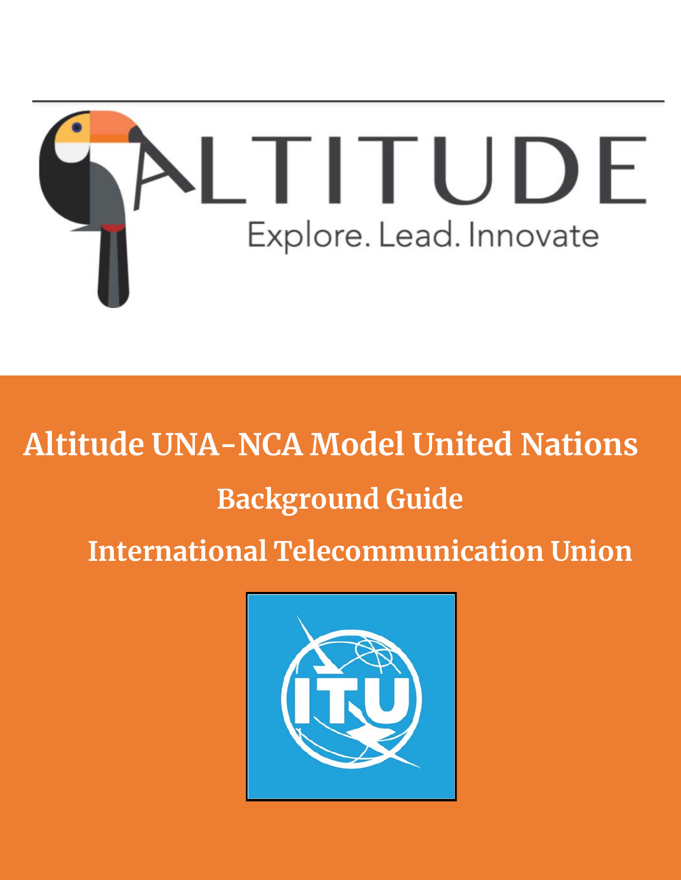ALTITUDE

Explore. Lead. Innovate

# Altitude UNA-NCA Model United Nations

## Background Guide

## International Telecommunication Union

ITU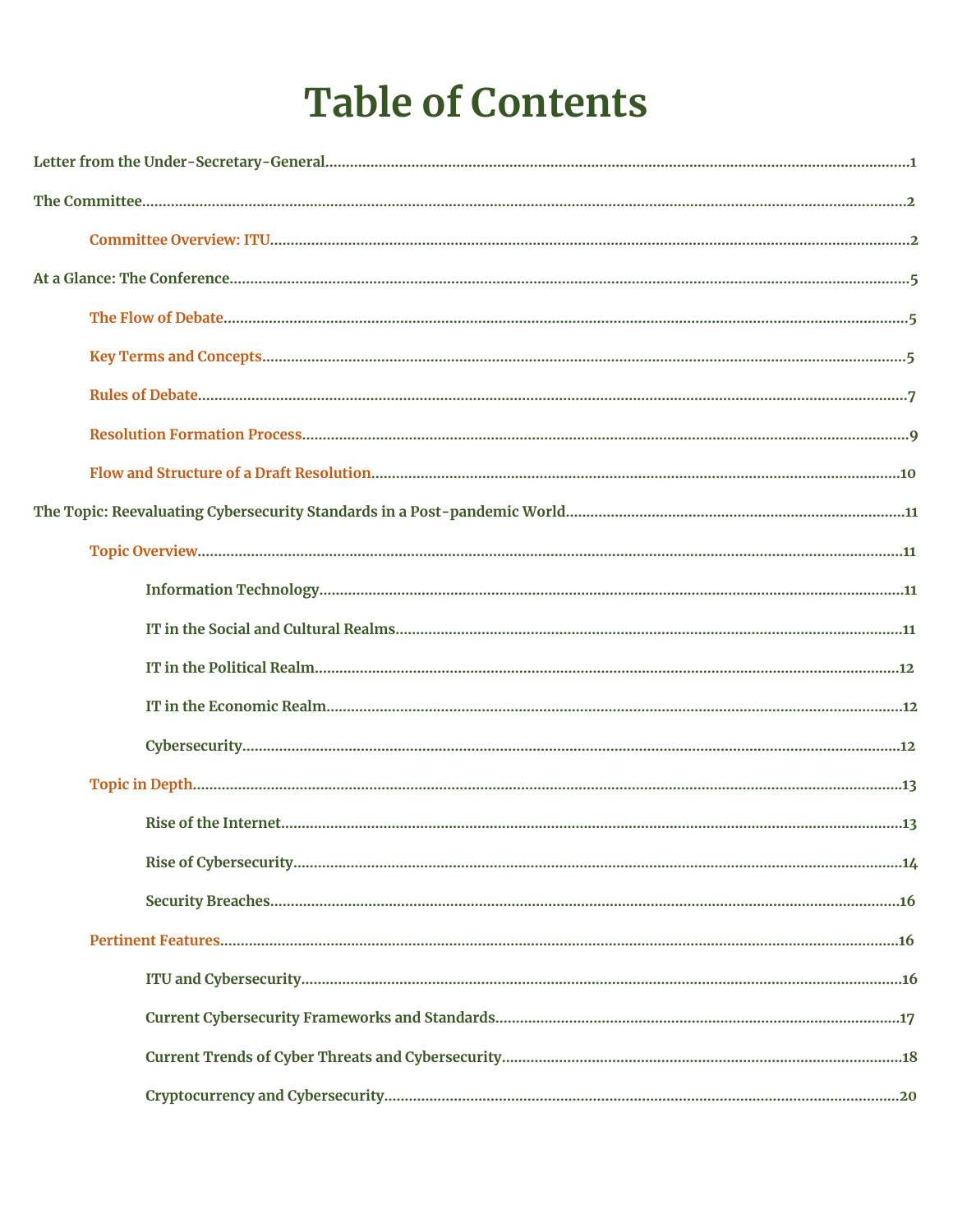# Table of Contents

Letter from the Under-Secretary-General........................................................1

The Committee........................................................2

- Committee Overview: ITU........................................................2

At a Glance: The Conference........................................................5

- The Flow of Debate........................................................5
- Key Terms and Concepts........................................................5
- Rules of Debate........................................................7
- Resolution Formation Process........................................................9
- Flow and Structure of a Draft Resolution........................................................10

The Topic: Reevaluating Cybersecurity Standards in a Post-pandemic World........................................................11

- Topic Overview........................................................11
  - Information Technology........................................................11
  - IT in the Social and Cultural Realms........................................................11
  - IT in the Political Realm........................................................12
  - IT in the Economic Realm........................................................12
  - Cybersecurity........................................................12
- Topic in Depth........................................................13
  - Rise of the Internet........................................................13
  - Rise of Cybersecurity........................................................14
  - Security Breaches........................................................16
- Pertinent Features........................................................16
  - ITU and Cybersecurity........................................................16
  - Current Cybersecurity Frameworks and Standards........................................................17
  - Current Trends of Cyber Threats and Cybersecurity........................................................18
  - Cryptocurrency and Cybersecurity........................................................20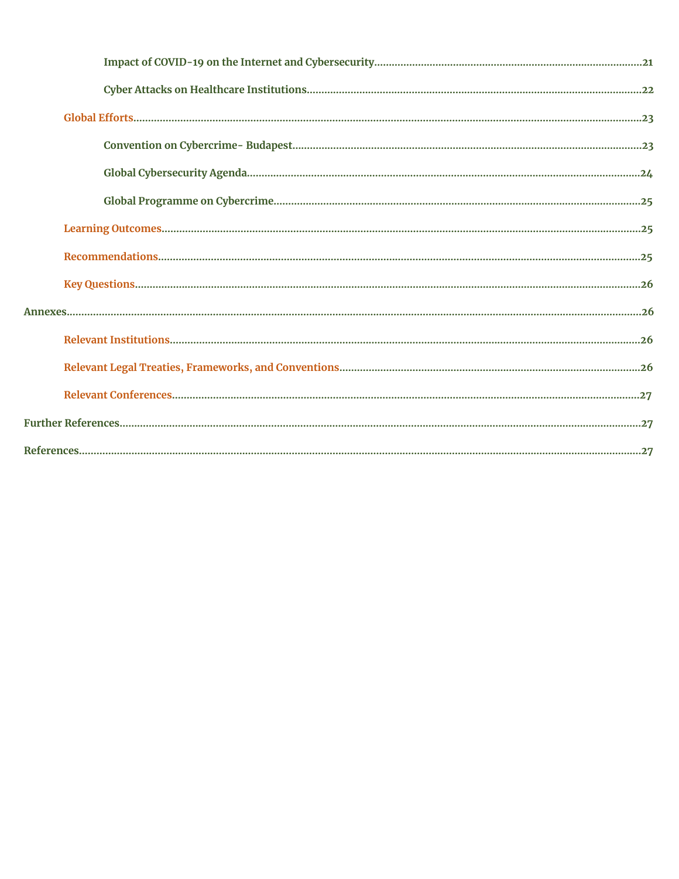- Impact of COVID-19 on the Internet and Cybersecurity......21
- Cyber Attacks on Healthcare Institutions......22

Global Efforts......23

- Convention on Cybercrime- Budapest......23
- Global Cybersecurity Agenda......24
- Global Programme on Cybercrime......25

Learning Outcomes......25

Recommendations......25

Key Questions......26

Annexes......26

Relevant Institutions......26

Relevant Legal Treaties, Frameworks, and Conventions......26

Relevant Conferences......27

Further References......27

References......27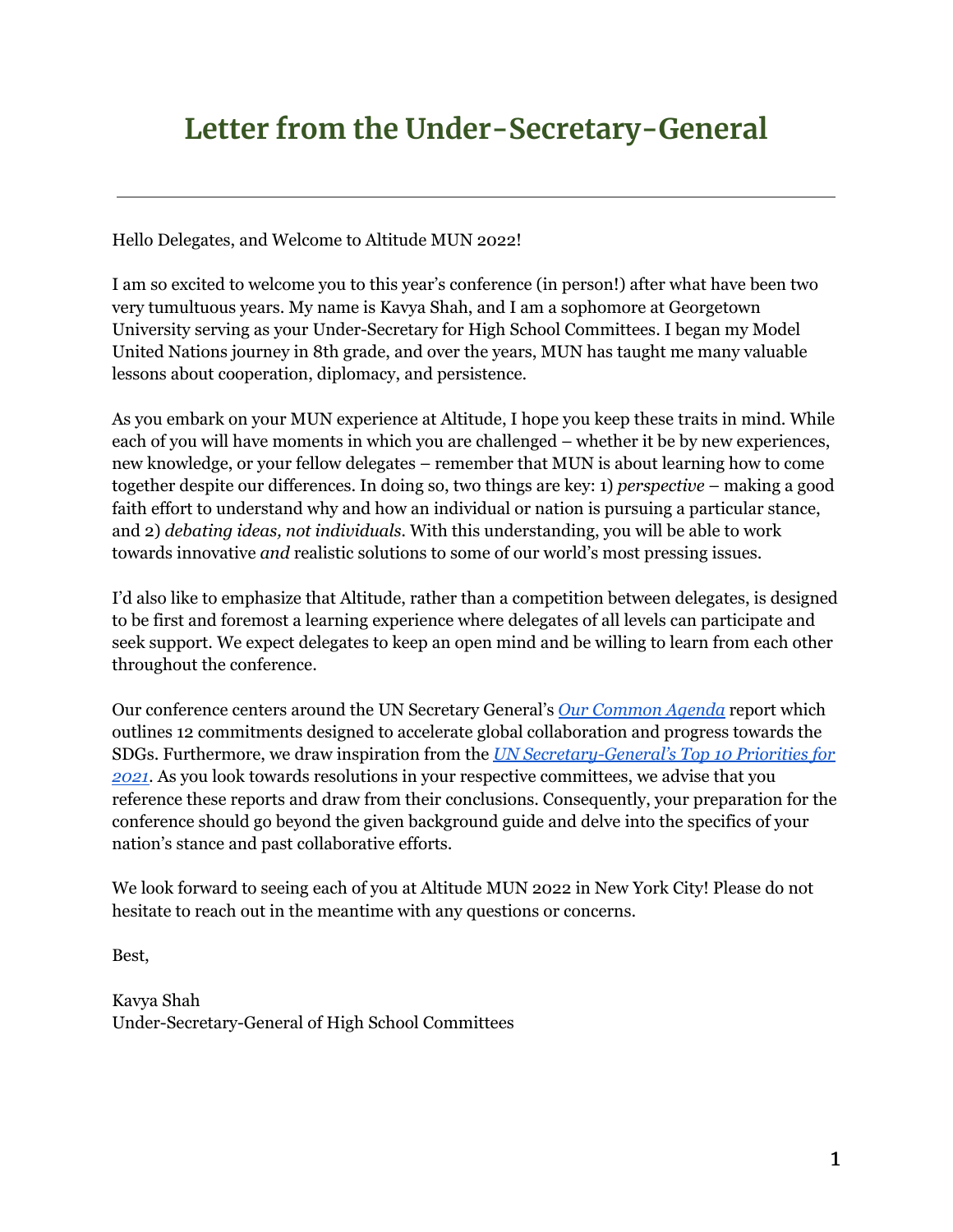# Letter from the Under-Secretary-General

---

Hello Delegates, and Welcome to Altitude MUN 2022!

I am so excited to welcome you to this year's conference (in person!) after what have been two very tumultuous years. My name is Kavya Shah, and I am a sophomore at Georgetown University serving as your Under-Secretary for High School Committees. I began my Model United Nations journey in 8th grade, and over the years, MUN has taught me many valuable lessons about cooperation, diplomacy, and persistence.

As you embark on your MUN experience at Altitude, I hope you keep these traits in mind. While each of you will have moments in which you are challenged – whether it be by new experiences, new knowledge, or your fellow delegates – remember that MUN is about learning how to come together despite our differences. In doing so, two things are key: 1) *perspective* – making a good faith effort to understand why and how an individual or nation is pursuing a particular stance, and 2) *debating ideas, not individuals*. With this understanding, you will be able to work towards innovative *and* realistic solutions to some of our world's most pressing issues.

I'd also like to emphasize that Altitude, rather than a competition between delegates, is designed to be first and foremost a learning experience where delegates of all levels can participate and seek support. We expect delegates to keep an open mind and be willing to learn from each other throughout the conference.

Our conference centers around the UN Secretary General's *Our Common Agenda* report which outlines 12 commitments designed to accelerate global collaboration and progress towards the SDGs. Furthermore, we draw inspiration from the *UN Secretary-General's Top 10 Priorities for 2021*. As you look towards resolutions in your respective committees, we advise that you reference these reports and draw from their conclusions. Consequently, your preparation for the conference should go beyond the given background guide and delve into the specifics of your nation's stance and past collaborative efforts.

We look forward to seeing each of you at Altitude MUN 2022 in New York City! Please do not hesitate to reach out in the meantime with any questions or concerns.

Best,

Kavya Shah
Under-Secretary-General of High School Committees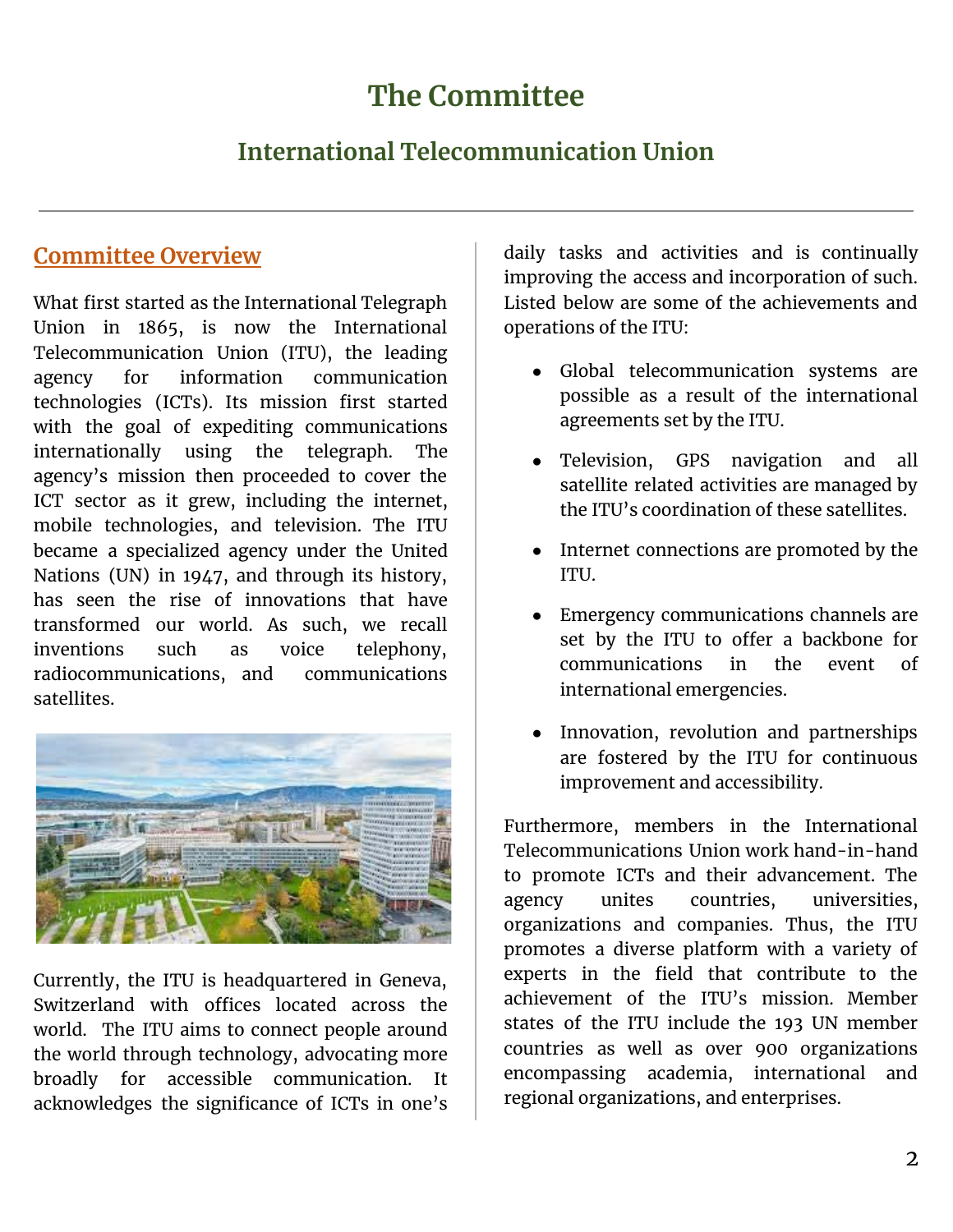# The Committee

## International Telecommunication Union

### Committee Overview

What first started as the International Telegraph Union in 1865, is now the International Telecommunication Union (ITU), the leading agency for information communication technologies (ICTs). Its mission first started with the goal of expediting communications internationally using the telegraph. The agency's mission then proceeded to cover the ICT sector as it grew, including the internet, mobile technologies, and television. The ITU became a specialized agency under the United Nations (UN) in 1947, and through its history, has seen the rise of innovations that have transformed our world. As such, we recall inventions such as voice telephony, radiocommunications, and communications satellites.

Currently, the ITU is headquartered in Geneva, Switzerland with offices located across the world. The ITU aims to connect people around the world through technology, advocating more broadly for accessible communication. It acknowledges the significance of ICTs in one's daily tasks and activities and is continually improving the access and incorporation of such. Listed below are some of the achievements and operations of the ITU:

- Global telecommunication systems are possible as a result of the international agreements set by the ITU.
- Television, GPS navigation and all satellite related activities are managed by the ITU's coordination of these satellites.
- Internet connections are promoted by the ITU.
- Emergency communications channels are set by the ITU to offer a backbone for communications in the event of international emergencies.
- Innovation, revolution and partnerships are fostered by the ITU for continuous improvement and accessibility.

Furthermore, members in the International Telecommunications Union work hand-in-hand to promote ICTs and their advancement. The agency unites countries, universities, organizations and companies. Thus, the ITU promotes a diverse platform with a variety of experts in the field that contribute to the achievement of the ITU's mission. Member states of the ITU include the 193 UN member countries as well as over 900 organizations encompassing academia, international and regional organizations, and enterprises.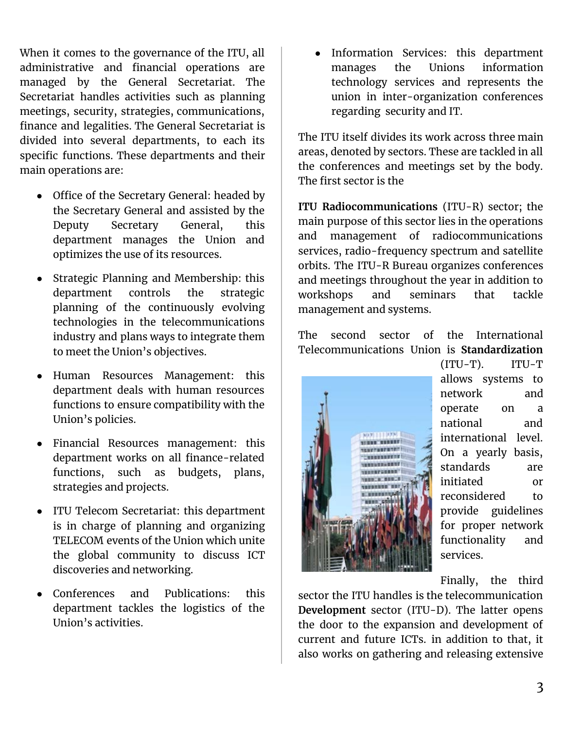When it comes to the governance of the ITU, all administrative and financial operations are managed by the General Secretariat. The Secretariat handles activities such as planning meetings, security, strategies, communications, finance and legalities. The General Secretariat is divided into several departments, to each its specific functions. These departments and their main operations are:

- Office of the Secretary General: headed by the Secretary General and assisted by the Deputy Secretary General, this department manages the Union and optimizes the use of its resources.
- Strategic Planning and Membership: this department controls the strategic planning of the continuously evolving technologies in the telecommunications industry and plans ways to integrate them to meet the Union's objectives.
- Human Resources Management: this department deals with human resources functions to ensure compatibility with the Union's policies.
- Financial Resources management: this department works on all finance-related functions, such as budgets, plans, strategies and projects.
- ITU Telecom Secretariat: this department is in charge of planning and organizing TELECOM events of the Union which unite the global community to discuss ICT discoveries and networking.
- Conferences and Publications: this department tackles the logistics of the Union's activities.
- Information Services: this department manages the Unions information technology services and represents the union in inter-organization conferences regarding security and IT.

The ITU itself divides its work across three main areas, denoted by sectors. These are tackled in all the conferences and meetings set by the body. The first sector is the

**ITU Radiocommunications** (ITU-R) sector; the main purpose of this sector lies in the operations and management of radiocommunications services, radio-frequency spectrum and satellite orbits. The ITU-R Bureau organizes conferences and meetings throughout the year in addition to workshops and seminars that tackle management and systems.

The second sector of the International Telecommunications Union is **Standardization** (ITU-T). ITU-T allows systems to network and operate on a national and international level. On a yearly basis, standards are initiated or reconsidered to provide guidelines for proper network functionality and services.

Finally, the third sector the ITU handles is the telecommunication **Development** sector (ITU-D). The latter opens the door to the expansion and development of current and future ICTs. in addition to that, it also works on gathering and releasing extensive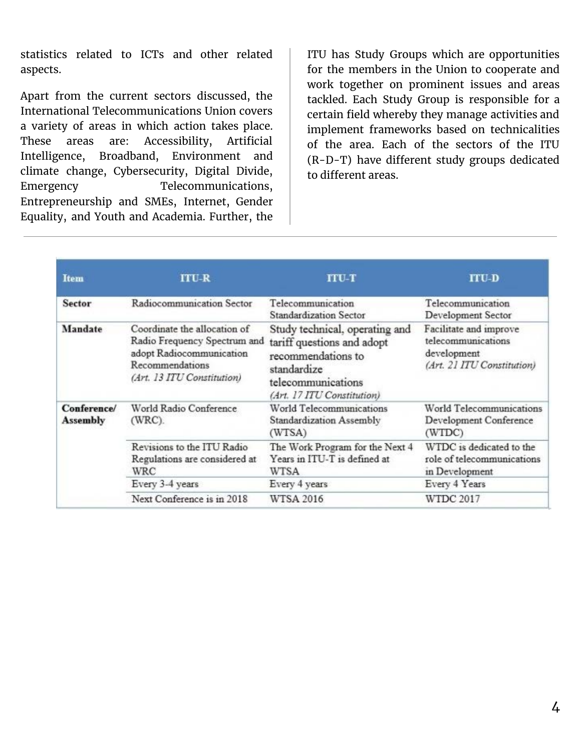statistics related to ICTs and other related aspects.

Apart from the current sectors discussed, the International Telecommunications Union covers a variety of areas in which action takes place. These areas are: Accessibility, Artificial Intelligence, Broadband, Environment and climate change, Cybersecurity, Digital Divide, Emergency Telecommunications, Entrepreneurship and SMEs, Internet, Gender Equality, and Youth and Academia. Further, the ITU has Study Groups which are opportunities for the members in the Union to cooperate and work together on prominent issues and areas tackled. Each Study Group is responsible for a certain field whereby they manage activities and implement frameworks based on technicalities of the area. Each of the sectors of the ITU (R-D-T) have different study groups dedicated to different areas.

| Item | ITU-R | ITU-T | ITU-D |
|---|---|---|---|
| **Sector** | Radiocommunication Sector | Telecommunication Standardization Sector | Telecommunication Development Sector |
| **Mandate** | Coordinate the allocation of Radio Frequency Spectrum and adopt Radiocommunication Recommendations *(Art. 13 ITU Constitution)* | Study technical, operating and tariff questions and adopt recommendations to standardize telecommunications *(Art. 17 ITU Constitution)* | Facilitate and improve telecommunications development *(Art. 21 ITU Constitution)* |
| **Conference/ Assembly** | World Radio Conference (WRC). | World Telecommunications Standardization Assembly (WTSA) | World Telecommunications Development Conference (WTDC) |
| | Revisions to the ITU Radio Regulations are considered at WRC | The Work Program for the Next 4 Years in ITU-T is defined at WTSA | WTDC is dedicated to the role of telecommunications in Development |
| | Every 3-4 years | Every 4 years | Every 4 Years |
| | Next Conference is in 2018 | WTSA 2016 | WTDC 2017 |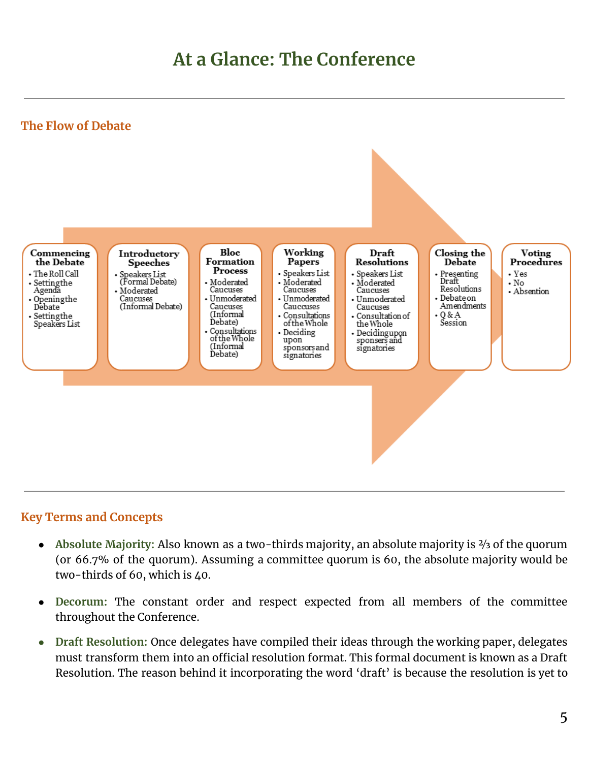# At a Glance: The Conference

## The Flow of Debate

**Commencing the Debate**
- The Roll Call
- Setting the Agenda
- Opening the Debate
- Setting the Speakers List

**Introductory Speeches**
- Speakers List (Formal Debate)
- Moderated Caucuses (Informal Debate)

**Bloc Formation Process**
- Moderated Caucuses
- Unmoderated Caucuses (Informal Debate)
- Consultations of the Whole (Informal Debate)

**Working Papers**
- Speakers List
- Moderated Caucuses
- Unmoderated Caucuses
- Consultations of the Whole
- Deciding upon sponsors and signatories

**Draft Resolutions**
- Speakers List
- Moderated Caucuses
- Unmoderated Caucuses
- Consultation of the Whole
- Deciding upon sponsers and signatories

**Closing the Debate**
- Presenting Draft Resolutions
- Debate on Amendments
- Q & A Session

**Voting Procedures**
- Yes
- No
- Absention

## Key Terms and Concepts

- **Absolute Majority:** Also known as a two-thirds majority, an absolute majority is ⅔ of the quorum (or 66.7% of the quorum). Assuming a committee quorum is 60, the absolute majority would be two-thirds of 60, which is 40.

- **Decorum:** The constant order and respect expected from all members of the committee throughout the Conference.

- **Draft Resolution:** Once delegates have compiled their ideas through the working paper, delegates must transform them into an official resolution format. This formal document is known as a Draft Resolution. The reason behind it incorporating the word 'draft' is because the resolution is yet to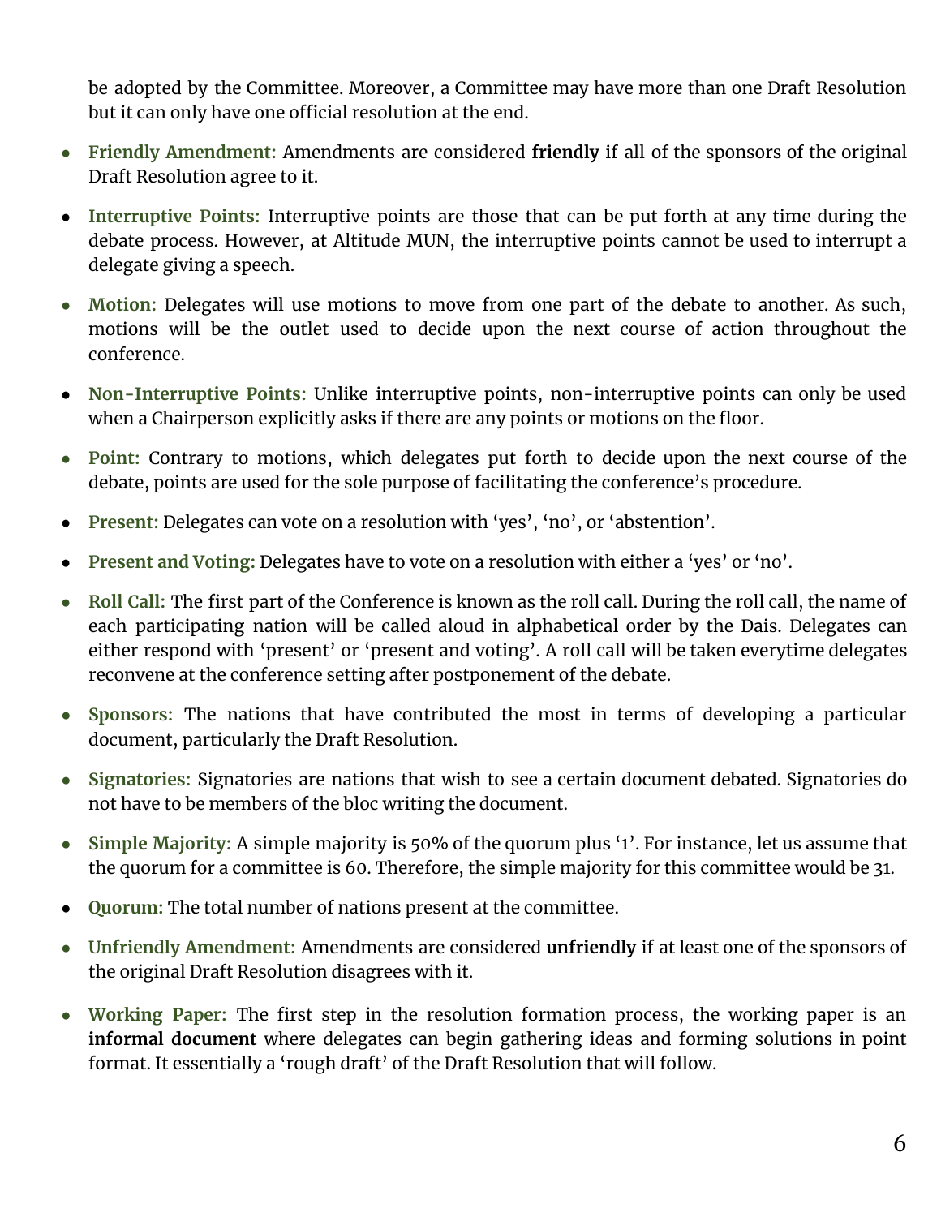be adopted by the Committee. Moreover, a Committee may have more than one Draft Resolution but it can only have one official resolution at the end.

- **Friendly Amendment:** Amendments are considered **friendly** if all of the sponsors of the original Draft Resolution agree to it.
- **Interruptive Points:** Interruptive points are those that can be put forth at any time during the debate process. However, at Altitude MUN, the interruptive points cannot be used to interrupt a delegate giving a speech.
- **Motion:** Delegates will use motions to move from one part of the debate to another. As such, motions will be the outlet used to decide upon the next course of action throughout the conference.
- **Non-Interruptive Points:** Unlike interruptive points, non-interruptive points can only be used when a Chairperson explicitly asks if there are any points or motions on the floor.
- **Point:** Contrary to motions, which delegates put forth to decide upon the next course of the debate, points are used for the sole purpose of facilitating the conference's procedure.
- **Present:** Delegates can vote on a resolution with 'yes', 'no', or 'abstention'.
- **Present and Voting:** Delegates have to vote on a resolution with either a 'yes' or 'no'.
- **Roll Call:** The first part of the Conference is known as the roll call. During the roll call, the name of each participating nation will be called aloud in alphabetical order by the Dais. Delegates can either respond with 'present' or 'present and voting'. A roll call will be taken everytime delegates reconvene at the conference setting after postponement of the debate.
- **Sponsors:** The nations that have contributed the most in terms of developing a particular document, particularly the Draft Resolution.
- **Signatories:** Signatories are nations that wish to see a certain document debated. Signatories do not have to be members of the bloc writing the document.
- **Simple Majority:** A simple majority is 50% of the quorum plus '1'. For instance, let us assume that the quorum for a committee is 60. Therefore, the simple majority for this committee would be 31.
- **Quorum:** The total number of nations present at the committee.
- **Unfriendly Amendment:** Amendments are considered **unfriendly** if at least one of the sponsors of the original Draft Resolution disagrees with it.
- **Working Paper:** The first step in the resolution formation process, the working paper is an **informal document** where delegates can begin gathering ideas and forming solutions in point format. It essentially a 'rough draft' of the Draft Resolution that will follow.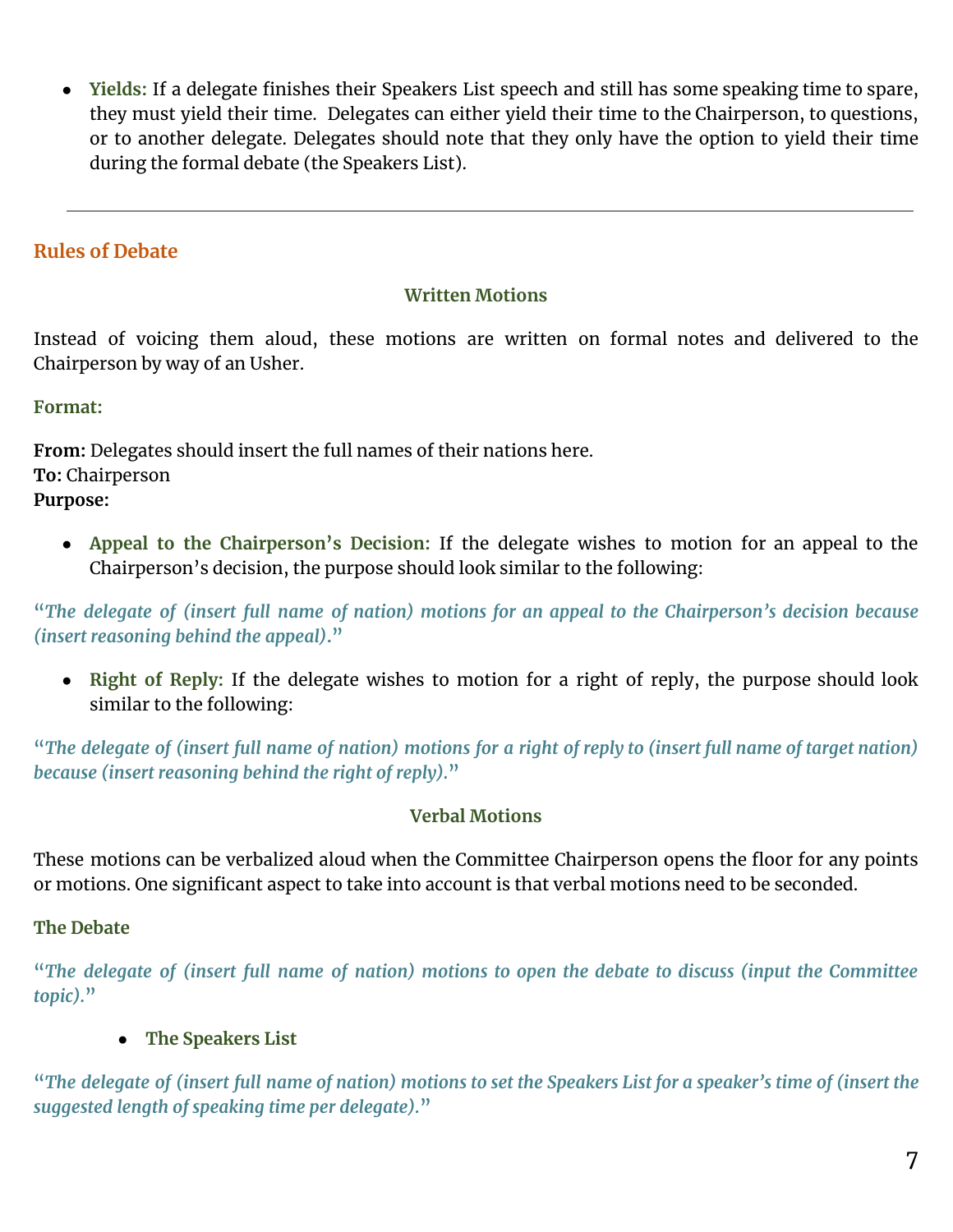- **Yields:** If a delegate finishes their Speakers List speech and still has some speaking time to spare, they must yield their time. Delegates can either yield their time to the Chairperson, to questions, or to another delegate. Delegates should note that they only have the option to yield their time during the formal debate (the Speakers List).

---

## Rules of Debate

### Written Motions

Instead of voicing them aloud, these motions are written on formal notes and delivered to the Chairperson by way of an Usher.

**Format:**

**From:** Delegates should insert the full names of their nations here.
**To:** Chairperson
**Purpose:**

- **Appeal to the Chairperson's Decision:** If the delegate wishes to motion for an appeal to the Chairperson's decision, the purpose should look similar to the following:

"*The delegate of (insert full name of nation) motions for an appeal to the Chairperson's decision because (insert reasoning behind the appeal).*"

- **Right of Reply:** If the delegate wishes to motion for a right of reply, the purpose should look similar to the following:

"*The delegate of (insert full name of nation) motions for a right of reply to (insert full name of target nation) because (insert reasoning behind the right of reply).*"

### Verbal Motions

These motions can be verbalized aloud when the Committee Chairperson opens the floor for any points or motions. One significant aspect to take into account is that verbal motions need to be seconded.

**The Debate**

"*The delegate of (insert full name of nation) motions to open the debate to discuss (input the Committee topic).*"

- **The Speakers List**

"*The delegate of (insert full name of nation) motions to set the Speakers List for a speaker's time of (insert the suggested length of speaking time per delegate).*"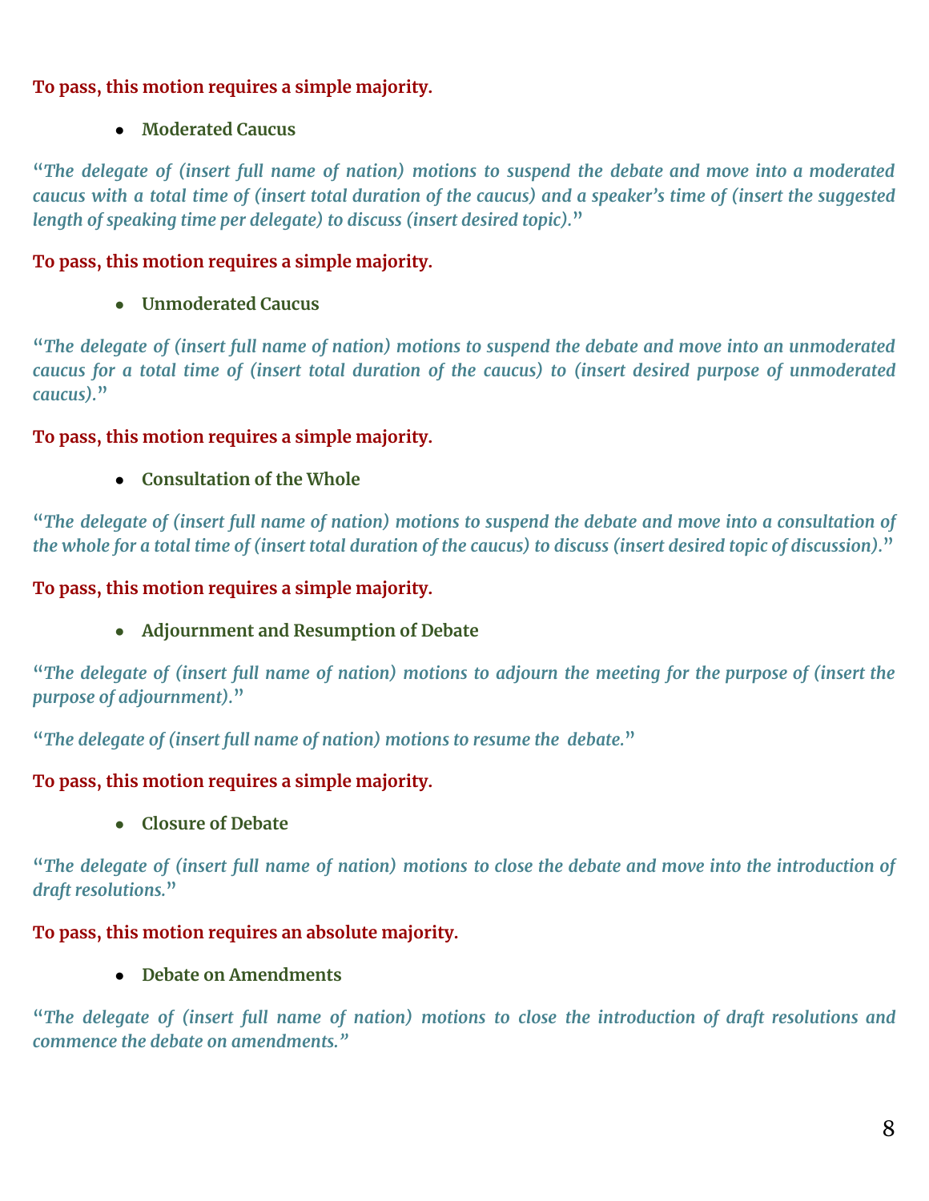**To pass, this motion requires a simple majority.**

- **Moderated Caucus**

"*The delegate of (insert full name of nation) motions to suspend the debate and move into a moderated caucus with a total time of (insert total duration of the caucus) and a speaker's time of (insert the suggested length of speaking time per delegate) to discuss (insert desired topic).*"

**To pass, this motion requires a simple majority.**

- **Unmoderated Caucus**

"*The delegate of (insert full name of nation) motions to suspend the debate and move into an unmoderated caucus for a total time of (insert total duration of the caucus) to (insert desired purpose of unmoderated caucus).*"

**To pass, this motion requires a simple majority.**

- **Consultation of the Whole**

"*The delegate of (insert full name of nation) motions to suspend the debate and move into a consultation of the whole for a total time of (insert total duration of the caucus) to discuss (insert desired topic of discussion).*"

**To pass, this motion requires a simple majority.**

- **Adjournment and Resumption of Debate**

"*The delegate of (insert full name of nation) motions to adjourn the meeting for the purpose of (insert the purpose of adjournment).*"

"*The delegate of (insert full name of nation) motions to resume the debate.*"

**To pass, this motion requires a simple majority.**

- **Closure of Debate**

"*The delegate of (insert full name of nation) motions to close the debate and move into the introduction of draft resolutions.*"

**To pass, this motion requires an absolute majority.**

- **Debate on Amendments**

"*The delegate of (insert full name of nation) motions to close the introduction of draft resolutions and commence the debate on amendments.*"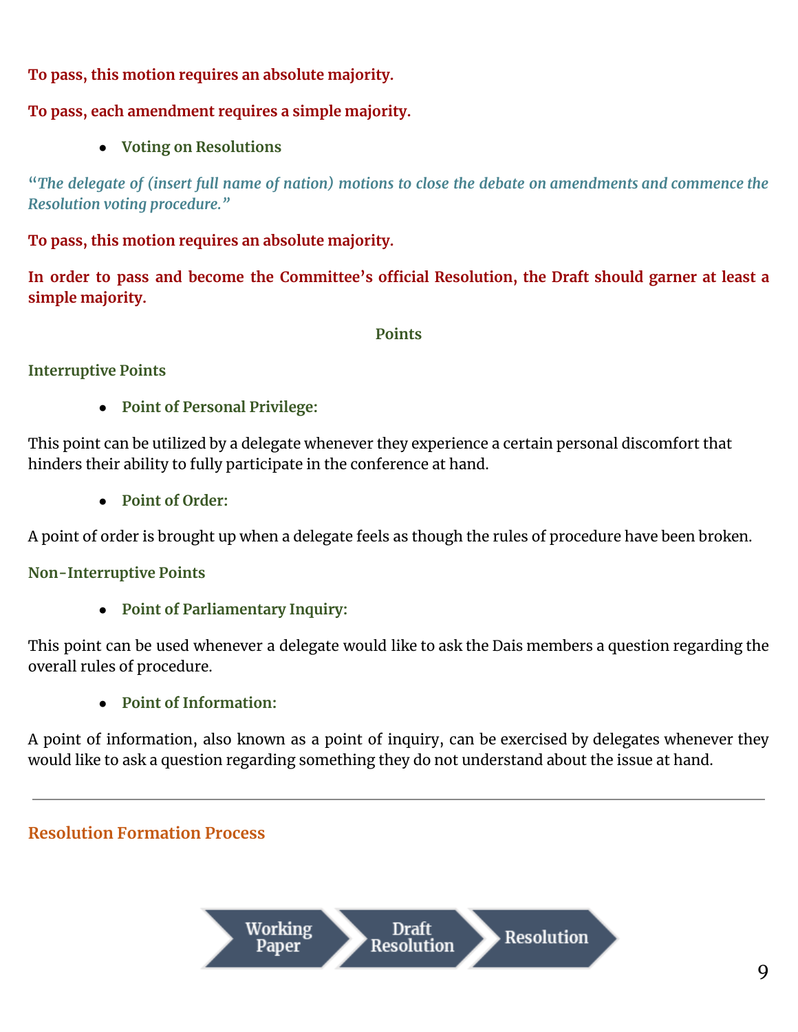**To pass, this motion requires an absolute majority.**

**To pass, each amendment requires a simple majority.**

- **Voting on Resolutions**

*"The delegate of (insert full name of nation) motions to close the debate on amendments and commence the Resolution voting procedure."*

**To pass, this motion requires an absolute majority.**

**In order to pass and become the Committee's official Resolution, the Draft should garner at least a simple majority.**

### Points

#### Interruptive Points

- **Point of Personal Privilege:**

This point can be utilized by a delegate whenever they experience a certain personal discomfort that hinders their ability to fully participate in the conference at hand.

- **Point of Order:**

A point of order is brought up when a delegate feels as though the rules of procedure have been broken.

#### Non-Interruptive Points

- **Point of Parliamentary Inquiry:**

This point can be used whenever a delegate would like to ask the Dais members a question regarding the overall rules of procedure.

- **Point of Information:**

A point of information, also known as a point of inquiry, can be exercised by delegates whenever they would like to ask a question regarding something they do not understand about the issue at hand.

---

## Resolution Formation Process

Working Paper → Draft Resolution → Resolution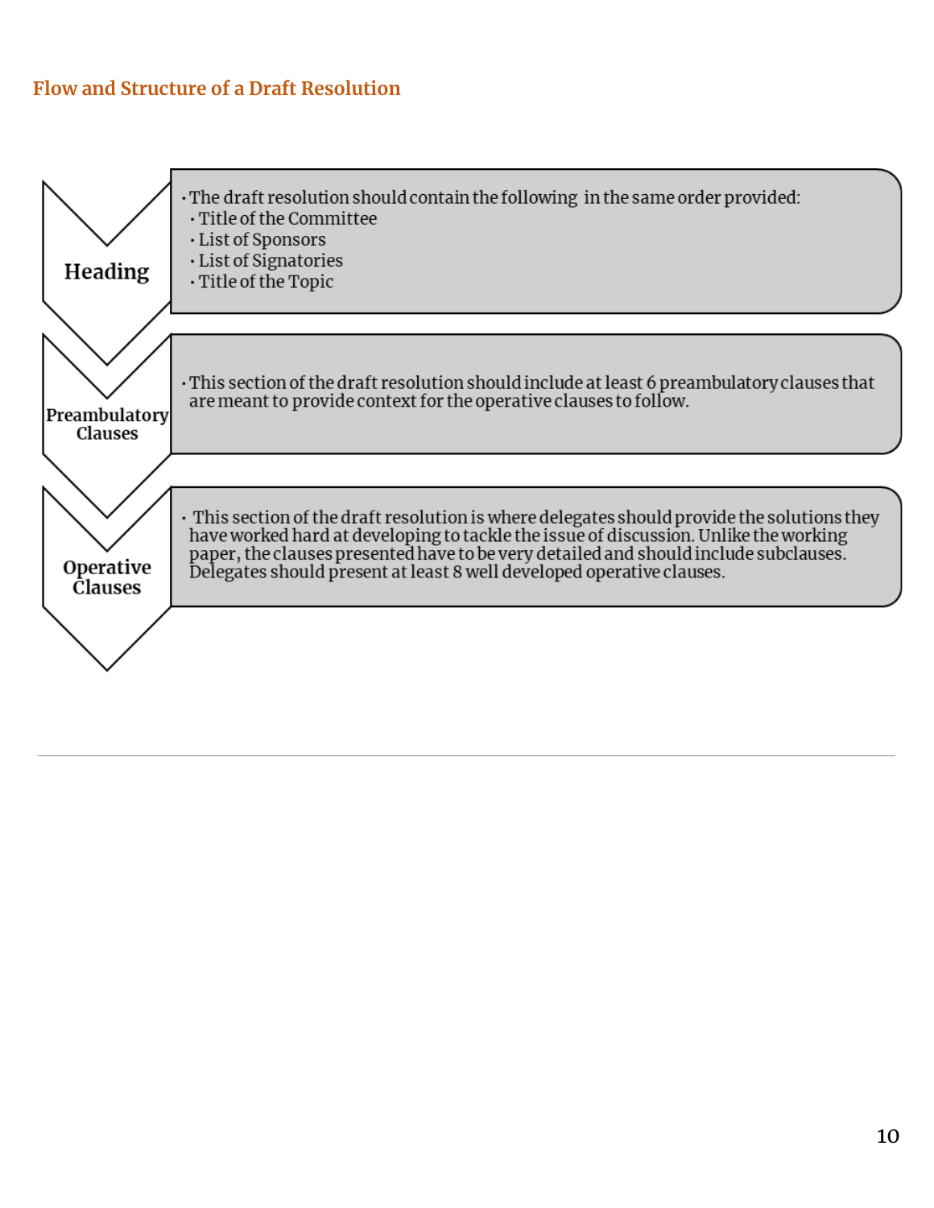## Flow and Structure of a Draft Resolution

### Heading

- The draft resolution should contain the following in the same order provided:
  - Title of the Committee
  - List of Sponsors
  - List of Signatories
  - Title of the Topic

### Preambulatory Clauses

- This section of the draft resolution should include at least 6 preambulatory clauses that are meant to provide context for the operative clauses to follow.

### Operative Clauses

- This section of the draft resolution is where delegates should provide the solutions they have worked hard at developing to tackle the issue of discussion. Unlike the working paper, the clauses presented have to be very detailed and should include subclauses. Delegates should present at least 8 well developed operative clauses.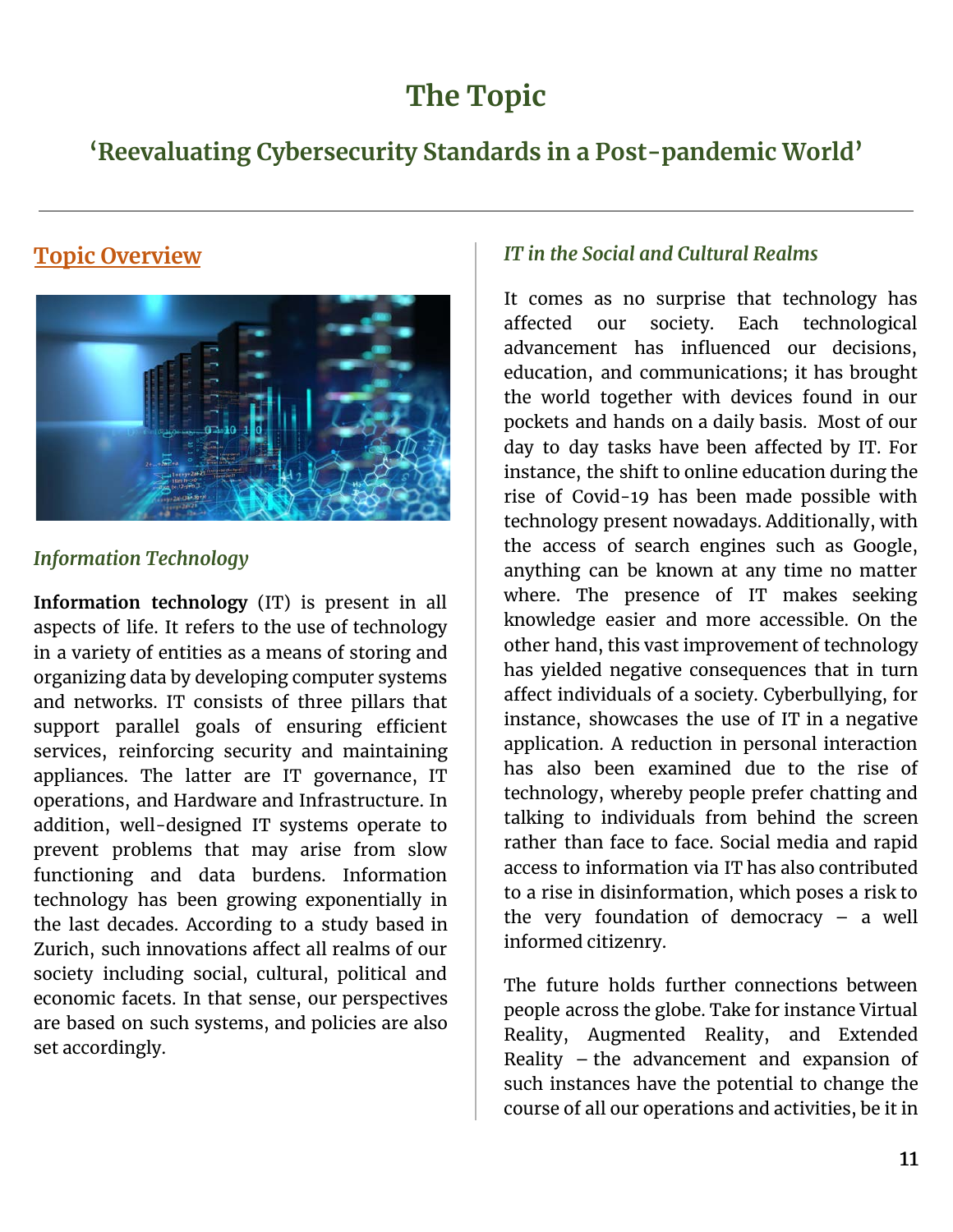# The Topic

## 'Reevaluating Cybersecurity Standards in a Post-pandemic World'

---

## Topic Overview

### *Information Technology*

**Information technology** (IT) is present in all aspects of life. It refers to the use of technology in a variety of entities as a means of storing and organizing data by developing computer systems and networks. IT consists of three pillars that support parallel goals of ensuring efficient services, reinforcing security and maintaining appliances. The latter are IT governance, IT operations, and Hardware and Infrastructure. In addition, well-designed IT systems operate to prevent problems that may arise from slow functioning and data burdens. Information technology has been growing exponentially in the last decades. According to a study based in Zurich, such innovations affect all realms of our society including social, cultural, political and economic facets. In that sense, our perspectives are based on such systems, and policies are also set accordingly.

### *IT in the Social and Cultural Realms*

It comes as no surprise that technology has affected our society. Each technological advancement has influenced our decisions, education, and communications; it has brought the world together with devices found in our pockets and hands on a daily basis. Most of our day to day tasks have been affected by IT. For instance, the shift to online education during the rise of Covid-19 has been made possible with technology present nowadays. Additionally, with the access of search engines such as Google, anything can be known at any time no matter where. The presence of IT makes seeking knowledge easier and more accessible. On the other hand, this vast improvement of technology has yielded negative consequences that in turn affect individuals of a society. Cyberbullying, for instance, showcases the use of IT in a negative application. A reduction in personal interaction has also been examined due to the rise of technology, whereby people prefer chatting and talking to individuals from behind the screen rather than face to face. Social media and rapid access to information via IT has also contributed to a rise in disinformation, which poses a risk to the very foundation of democracy – a well informed citizenry.

The future holds further connections between people across the globe. Take for instance Virtual Reality, Augmented Reality, and Extended Reality – the advancement and expansion of such instances have the potential to change the course of all our operations and activities, be it in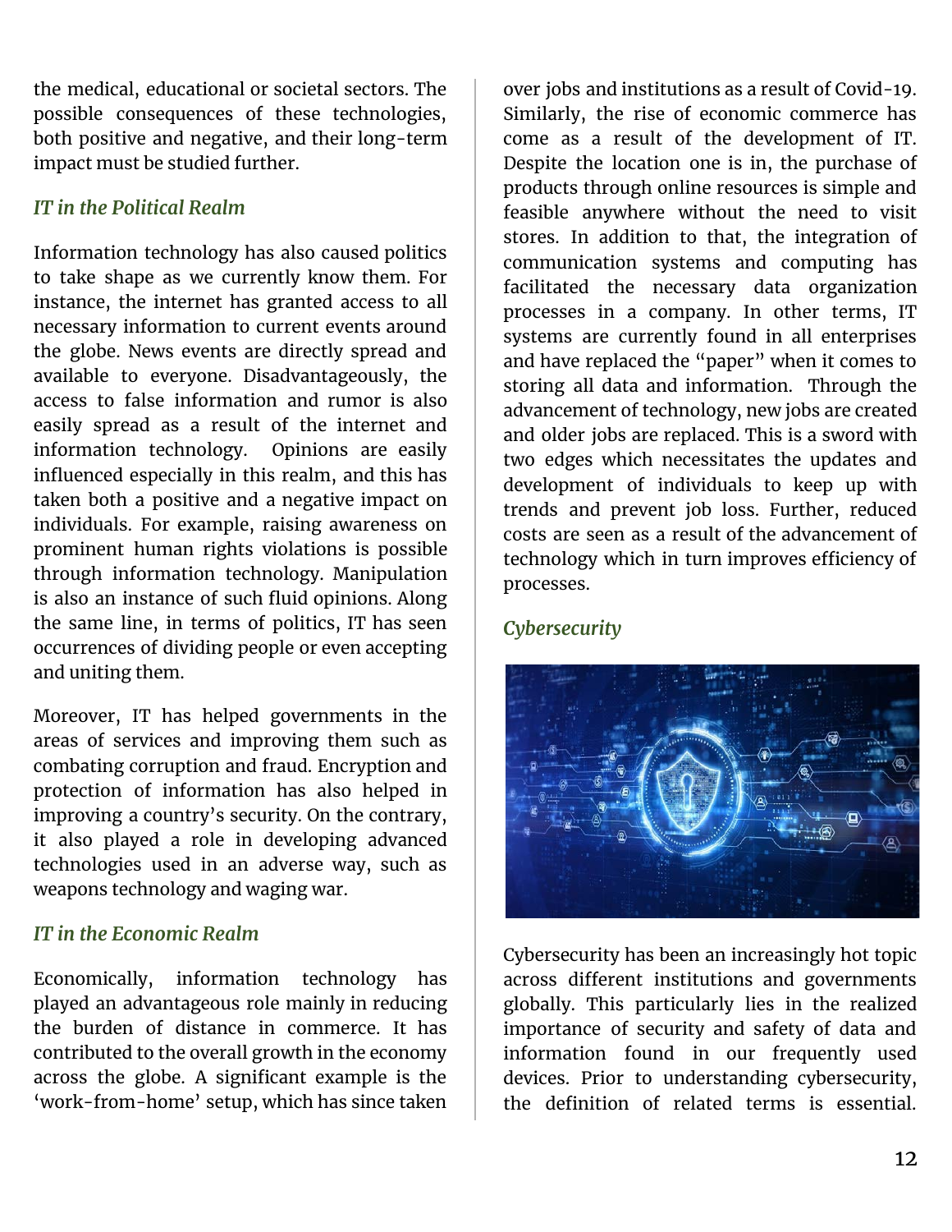the medical, educational or societal sectors. The possible consequences of these technologies, both positive and negative, and their long-term impact must be studied further.

### *IT in the Political Realm*

Information technology has also caused politics to take shape as we currently know them. For instance, the internet has granted access to all necessary information to current events around the globe. News events are directly spread and available to everyone. Disadvantageously, the access to false information and rumor is also easily spread as a result of the internet and information technology. Opinions are easily influenced especially in this realm, and this has taken both a positive and a negative impact on individuals. For example, raising awareness on prominent human rights violations is possible through information technology. Manipulation is also an instance of such fluid opinions. Along the same line, in terms of politics, IT has seen occurrences of dividing people or even accepting and uniting them.

Moreover, IT has helped governments in the areas of services and improving them such as combating corruption and fraud. Encryption and protection of information has also helped in improving a country's security. On the contrary, it also played a role in developing advanced technologies used in an adverse way, such as weapons technology and waging war.

### *IT in the Economic Realm*

Economically, information technology has played an advantageous role mainly in reducing the burden of distance in commerce. It has contributed to the overall growth in the economy across the globe. A significant example is the 'work-from-home' setup, which has since taken over jobs and institutions as a result of Covid-19. Similarly, the rise of economic commerce has come as a result of the development of IT. Despite the location one is in, the purchase of products through online resources is simple and feasible anywhere without the need to visit stores. In addition to that, the integration of communication systems and computing has facilitated the necessary data organization processes in a company. In other terms, IT systems are currently found in all enterprises and have replaced the "paper" when it comes to storing all data and information. Through the advancement of technology, new jobs are created and older jobs are replaced. This is a sword with two edges which necessitates the updates and development of individuals to keep up with trends and prevent job loss. Further, reduced costs are seen as a result of the advancement of technology which in turn improves efficiency of processes.

### *Cybersecurity*

Cybersecurity has been an increasingly hot topic across different institutions and governments globally. This particularly lies in the realized importance of security and safety of data and information found in our frequently used devices. Prior to understanding cybersecurity, the definition of related terms is essential.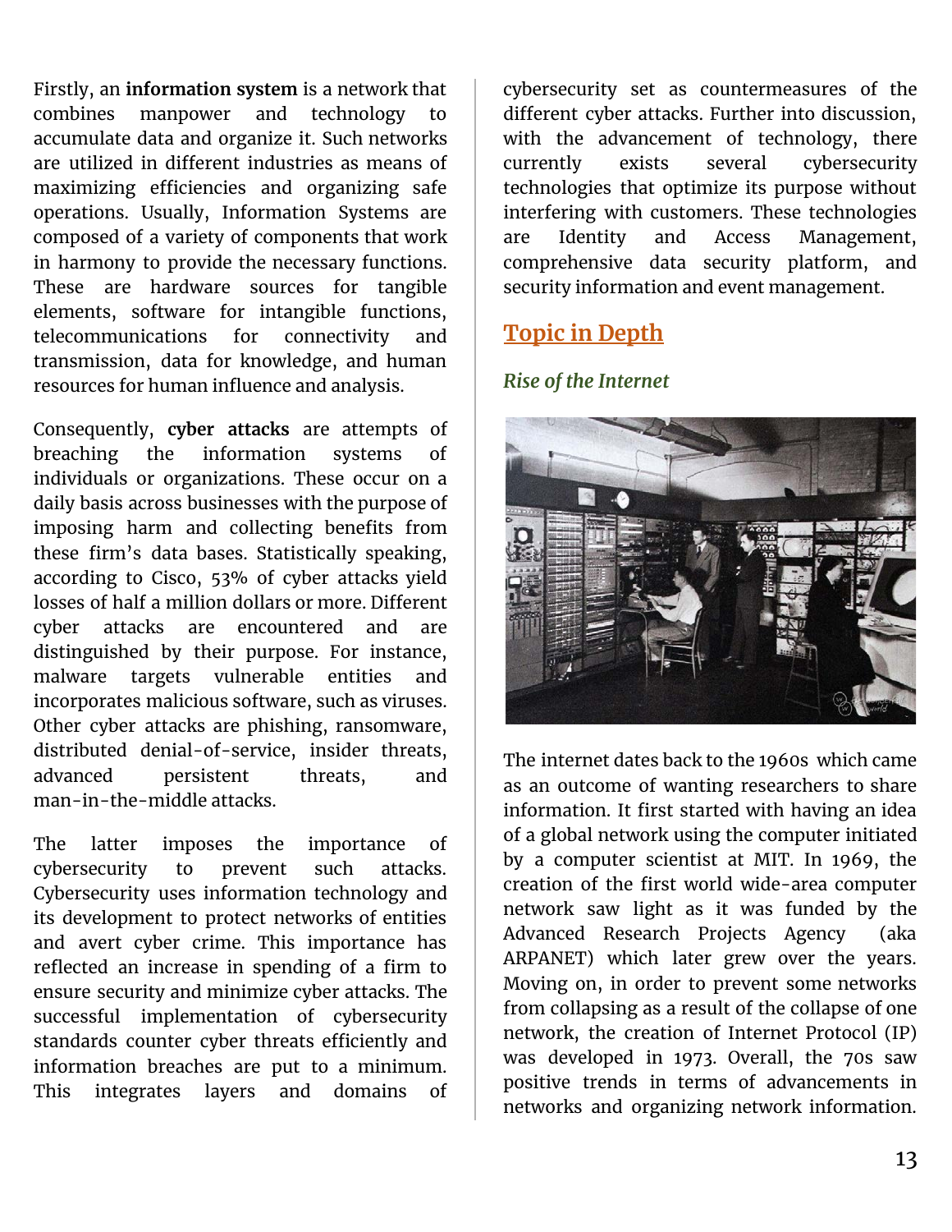Firstly, an **information system** is a network that combines manpower and technology to accumulate data and organize it. Such networks are utilized in different industries as means of maximizing efficiencies and organizing safe operations. Usually, Information Systems are composed of a variety of components that work in harmony to provide the necessary functions. These are hardware sources for tangible elements, software for intangible functions, telecommunications for connectivity and transmission, data for knowledge, and human resources for human influence and analysis.

Consequently, **cyber attacks** are attempts of breaching the information systems of individuals or organizations. These occur on a daily basis across businesses with the purpose of imposing harm and collecting benefits from these firm's data bases. Statistically speaking, according to Cisco, 53% of cyber attacks yield losses of half a million dollars or more. Different cyber attacks are encountered and are distinguished by their purpose. For instance, malware targets vulnerable entities and incorporates malicious software, such as viruses. Other cyber attacks are phishing, ransomware, distributed denial-of-service, insider threats, advanced persistent threats, and man-in-the-middle attacks.

The latter imposes the importance of cybersecurity to prevent such attacks. Cybersecurity uses information technology and its development to protect networks of entities and avert cyber crime. This importance has reflected an increase in spending of a firm to ensure security and minimize cyber attacks. The successful implementation of cybersecurity standards counter cyber threats efficiently and information breaches are put to a minimum. This integrates layers and domains of cybersecurity set as countermeasures of the different cyber attacks. Further into discussion, with the advancement of technology, there currently exists several cybersecurity technologies that optimize its purpose without interfering with customers. These technologies are Identity and Access Management, comprehensive data security platform, and security information and event management.

## Topic in Depth

### *Rise of the Internet*

The internet dates back to the 1960s which came as an outcome of wanting researchers to share information. It first started with having an idea of a global network using the computer initiated by a computer scientist at MIT. In 1969, the creation of the first world wide-area computer network saw light as it was funded by the Advanced Research Projects Agency (aka ARPANET) which later grew over the years. Moving on, in order to prevent some networks from collapsing as a result of the collapse of one network, the creation of Internet Protocol (IP) was developed in 1973. Overall, the 70s saw positive trends in terms of advancements in networks and organizing network information.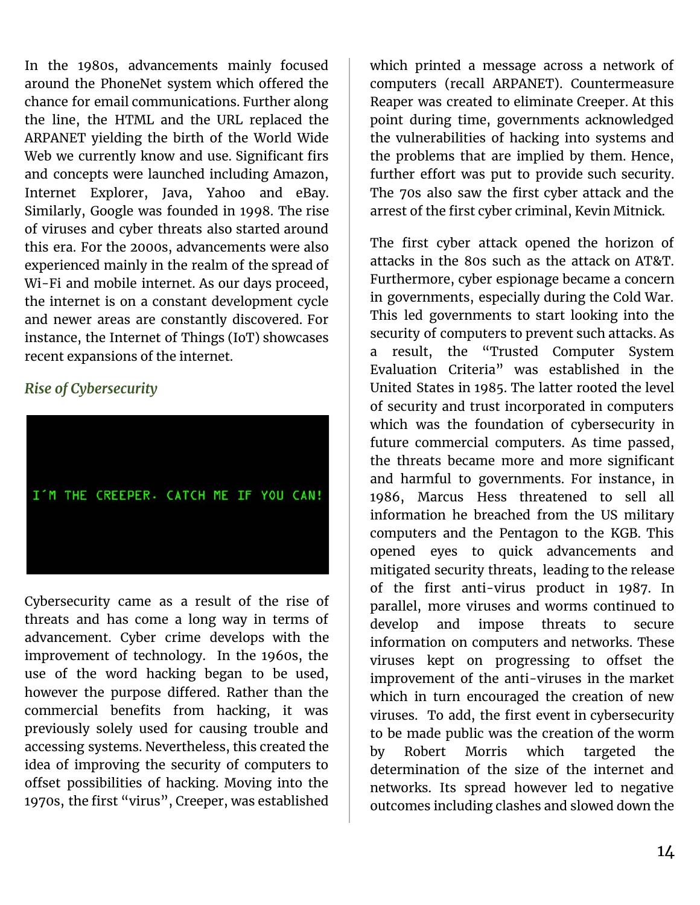In the 1980s, advancements mainly focused around the PhoneNet system which offered the chance for email communications. Further along the line, the HTML and the URL replaced the ARPANET yielding the birth of the World Wide Web we currently know and use. Significant firs and concepts were launched including Amazon, Internet Explorer, Java, Yahoo and eBay. Similarly, Google was founded in 1998. The rise of viruses and cyber threats also started around this era. For the 2000s, advancements were also experienced mainly in the realm of the spread of Wi-Fi and mobile internet. As our days proceed, the internet is on a constant development cycle and newer areas are constantly discovered. For instance, the Internet of Things (IoT) showcases recent expansions of the internet.

### *Rise of Cybersecurity*

I´M THE CREEPER. CATCH ME IF YOU CAN!

Cybersecurity came as a result of the rise of threats and has come a long way in terms of advancement. Cyber crime develops with the improvement of technology. In the 1960s, the use of the word hacking began to be used, however the purpose differed. Rather than the commercial benefits from hacking, it was previously solely used for causing trouble and accessing systems. Nevertheless, this created the idea of improving the security of computers to offset possibilities of hacking. Moving into the 1970s, the first "virus", Creeper, was established which printed a message across a network of computers (recall ARPANET). Countermeasure Reaper was created to eliminate Creeper. At this point during time, governments acknowledged the vulnerabilities of hacking into systems and the problems that are implied by them. Hence, further effort was put to provide such security. The 70s also saw the first cyber attack and the arrest of the first cyber criminal, Kevin Mitnick.

The first cyber attack opened the horizon of attacks in the 80s such as the attack on AT&T. Furthermore, cyber espionage became a concern in governments, especially during the Cold War. This led governments to start looking into the security of computers to prevent such attacks. As a result, the "Trusted Computer System Evaluation Criteria" was established in the United States in 1985. The latter rooted the level of security and trust incorporated in computers which was the foundation of cybersecurity in future commercial computers. As time passed, the threats became more and more significant and harmful to governments. For instance, in 1986, Marcus Hess threatened to sell all information he breached from the US military computers and the Pentagon to the KGB. This opened eyes to quick advancements and mitigated security threats, leading to the release of the first anti-virus product in 1987. In parallel, more viruses and worms continued to develop and impose threats to secure information on computers and networks. These viruses kept on progressing to offset the improvement of the anti-viruses in the market which in turn encouraged the creation of new viruses. To add, the first event in cybersecurity to be made public was the creation of the worm by Robert Morris which targeted the determination of the size of the internet and networks. Its spread however led to negative outcomes including clashes and slowed down the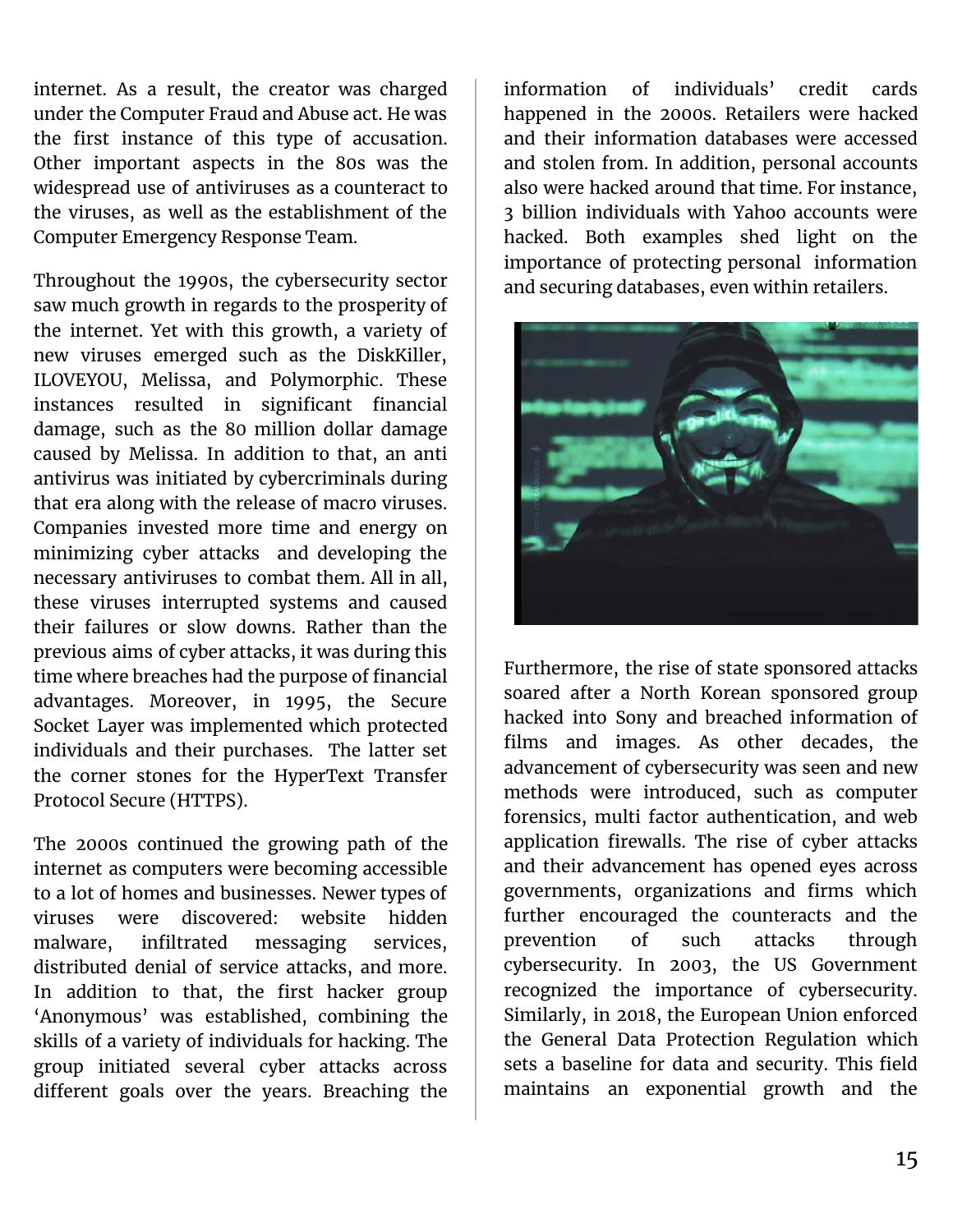internet. As a result, the creator was charged under the Computer Fraud and Abuse act. He was the first instance of this type of accusation. Other important aspects in the 80s was the widespread use of antiviruses as a counteract to the viruses, as well as the establishment of the Computer Emergency Response Team.

Throughout the 1990s, the cybersecurity sector saw much growth in regards to the prosperity of the internet. Yet with this growth, a variety of new viruses emerged such as the DiskKiller, ILOVEYOU, Melissa, and Polymorphic. These instances resulted in significant financial damage, such as the 80 million dollar damage caused by Melissa. In addition to that, an anti antivirus was initiated by cybercriminals during that era along with the release of macro viruses. Companies invested more time and energy on minimizing cyber attacks and developing the necessary antiviruses to combat them. All in all, these viruses interrupted systems and caused their failures or slow downs. Rather than the previous aims of cyber attacks, it was during this time where breaches had the purpose of financial advantages. Moreover, in 1995, the Secure Socket Layer was implemented which protected individuals and their purchases. The latter set the corner stones for the HyperText Transfer Protocol Secure (HTTPS).

The 2000s continued the growing path of the internet as computers were becoming accessible to a lot of homes and businesses. Newer types of viruses were discovered: website hidden malware, infiltrated messaging services, distributed denial of service attacks, and more. In addition to that, the first hacker group 'Anonymous' was established, combining the skills of a variety of individuals for hacking. The group initiated several cyber attacks across different goals over the years. Breaching the information of individuals' credit cards happened in the 2000s. Retailers were hacked and their information databases were accessed and stolen from. In addition, personal accounts also were hacked around that time. For instance, 3 billion individuals with Yahoo accounts were hacked. Both examples shed light on the importance of protecting personal information and securing databases, even within retailers.

Furthermore, the rise of state sponsored attacks soared after a North Korean sponsored group hacked into Sony and breached information of films and images. As other decades, the advancement of cybersecurity was seen and new methods were introduced, such as computer forensics, multi factor authentication, and web application firewalls. The rise of cyber attacks and their advancement has opened eyes across governments, organizations and firms which further encouraged the counteracts and the prevention of such attacks through cybersecurity. In 2003, the US Government recognized the importance of cybersecurity. Similarly, in 2018, the European Union enforced the General Data Protection Regulation which sets a baseline for data and security. This field maintains an exponential growth and the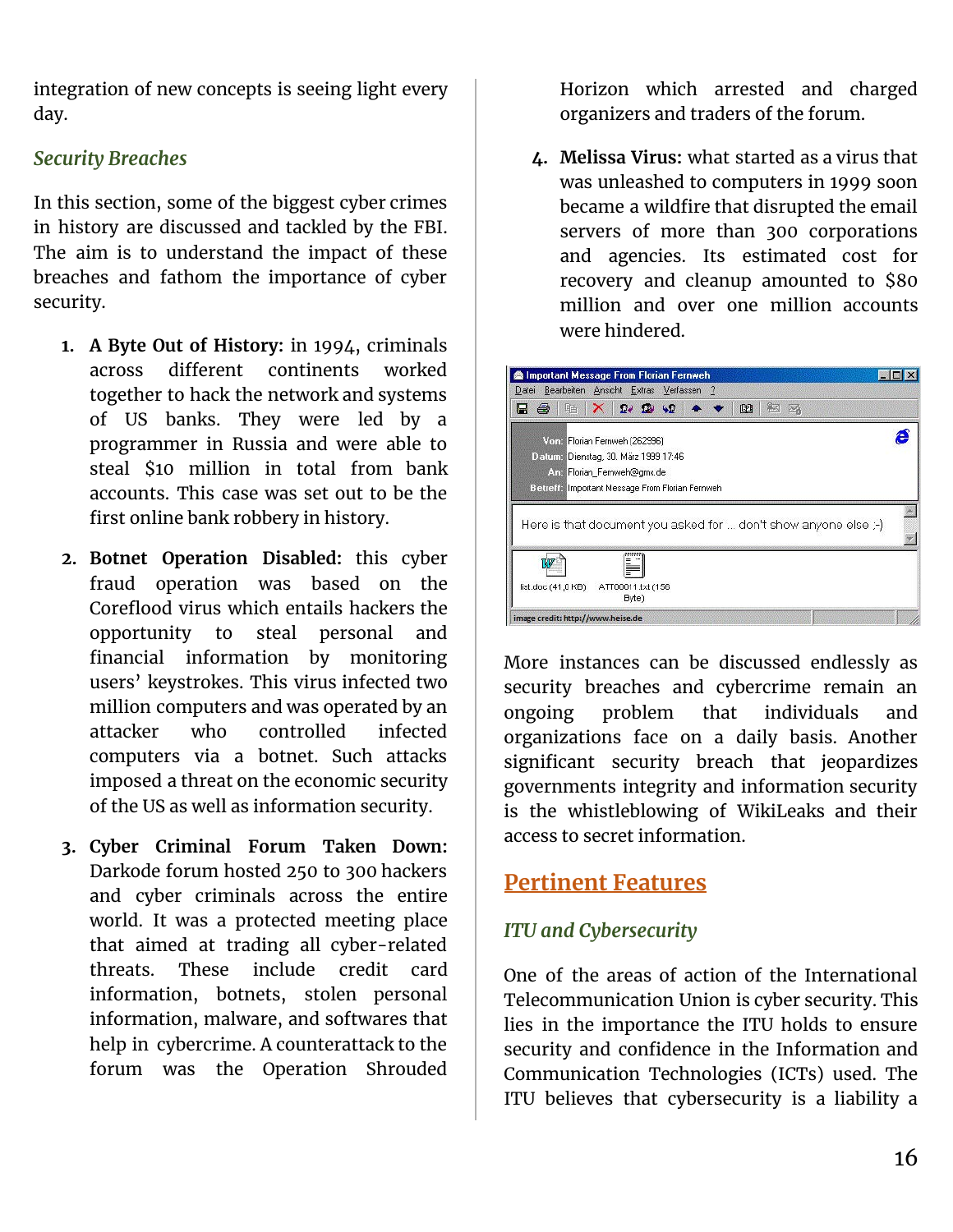integration of new concepts is seeing light every day.

### *Security Breaches*

In this section, some of the biggest cyber crimes in history are discussed and tackled by the FBI. The aim is to understand the impact of these breaches and fathom the importance of cyber security.

1. **A Byte Out of History:** in 1994, criminals across different continents worked together to hack the network and systems of US banks. They were led by a programmer in Russia and were able to steal $10 million in total from bank accounts. This case was set out to be the first online bank robbery in history.
2. **Botnet Operation Disabled:** this cyber fraud operation was based on the Coreflood virus which entails hackers the opportunity to steal personal and financial information by monitoring users' keystrokes. This virus infected two million computers and was operated by an attacker who controlled infected computers via a botnet. Such attacks imposed a threat on the economic security of the US as well as information security.
3. **Cyber Criminal Forum Taken Down:** Darkode forum hosted 250 to 300 hackers and cyber criminals across the entire world. It was a protected meeting place that aimed at trading all cyber-related threats. These include credit card information, botnets, stolen personal information, malware, and softwares that help in cybercrime. A counterattack to the forum was the Operation Shrouded Horizon which arrested and charged organizers and traders of the forum.
4. **Melissa Virus:** what started as a virus that was unleashed to computers in 1999 soon became a wildfire that disrupted the email servers of more than 300 corporations and agencies. Its estimated cost for recovery and cleanup amounted to $80 million and over one million accounts were hindered.

image credit: http://www.heise.de

More instances can be discussed endlessly as security breaches and cybercrime remain an ongoing problem that individuals and organizations face on a daily basis. Another significant security breach that jeopardizes governments integrity and information security is the whistleblowing of WikiLeaks and their access to secret information.

## Pertinent Features

### *ITU and Cybersecurity*

One of the areas of action of the International Telecommunication Union is cyber security. This lies in the importance the ITU holds to ensure security and confidence in the Information and Communication Technologies (ICTs) used. The ITU believes that cybersecurity is a liability a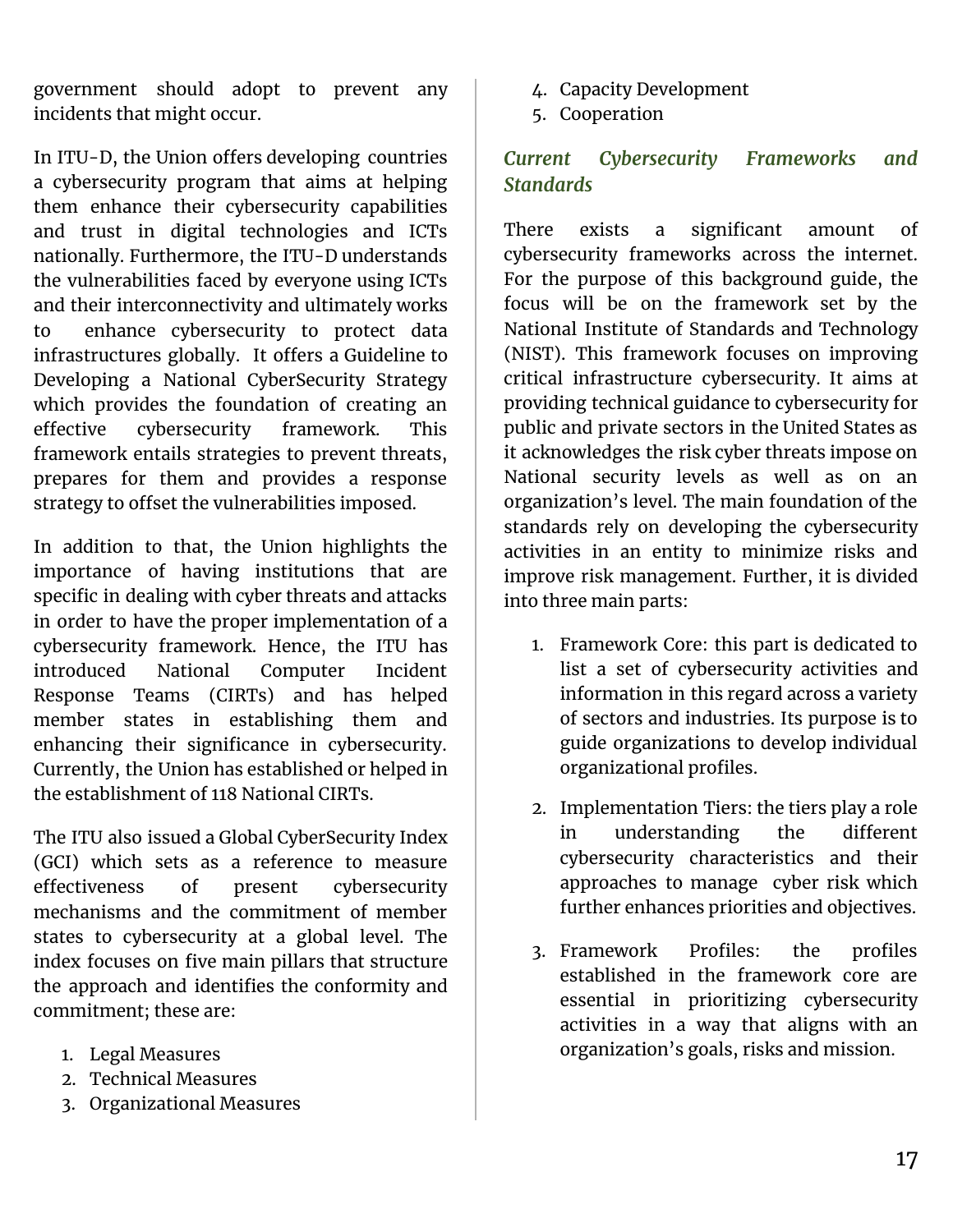government should adopt to prevent any incidents that might occur.

In ITU-D, the Union offers developing countries a cybersecurity program that aims at helping them enhance their cybersecurity capabilities and trust in digital technologies and ICTs nationally. Furthermore, the ITU-D understands the vulnerabilities faced by everyone using ICTs and their interconnectivity and ultimately works to enhance cybersecurity to protect data infrastructures globally. It offers a Guideline to Developing a National CyberSecurity Strategy which provides the foundation of creating an effective cybersecurity framework. This framework entails strategies to prevent threats, prepares for them and provides a response strategy to offset the vulnerabilities imposed.

In addition to that, the Union highlights the importance of having institutions that are specific in dealing with cyber threats and attacks in order to have the proper implementation of a cybersecurity framework. Hence, the ITU has introduced National Computer Incident Response Teams (CIRTs) and has helped member states in establishing them and enhancing their significance in cybersecurity. Currently, the Union has established or helped in the establishment of 118 National CIRTs.

The ITU also issued a Global CyberSecurity Index (GCI) which sets as a reference to measure effectiveness of present cybersecurity mechanisms and the commitment of member states to cybersecurity at a global level. The index focuses on five main pillars that structure the approach and identifies the conformity and commitment; these are:

1. Legal Measures
2. Technical Measures
3. Organizational Measures
4. Capacity Development
5. Cooperation

### *Current Cybersecurity Frameworks and Standards*

There exists a significant amount of cybersecurity frameworks across the internet. For the purpose of this background guide, the focus will be on the framework set by the National Institute of Standards and Technology (NIST). This framework focuses on improving critical infrastructure cybersecurity. It aims at providing technical guidance to cybersecurity for public and private sectors in the United States as it acknowledges the risk cyber threats impose on National security levels as well as on an organization's level. The main foundation of the standards rely on developing the cybersecurity activities in an entity to minimize risks and improve risk management. Further, it is divided into three main parts:

1. Framework Core: this part is dedicated to list a set of cybersecurity activities and information in this regard across a variety of sectors and industries. Its purpose is to guide organizations to develop individual organizational profiles.

2. Implementation Tiers: the tiers play a role in understanding the different cybersecurity characteristics and their approaches to manage cyber risk which further enhances priorities and objectives.

3. Framework Profiles: the profiles established in the framework core are essential in prioritizing cybersecurity activities in a way that aligns with an organization's goals, risks and mission.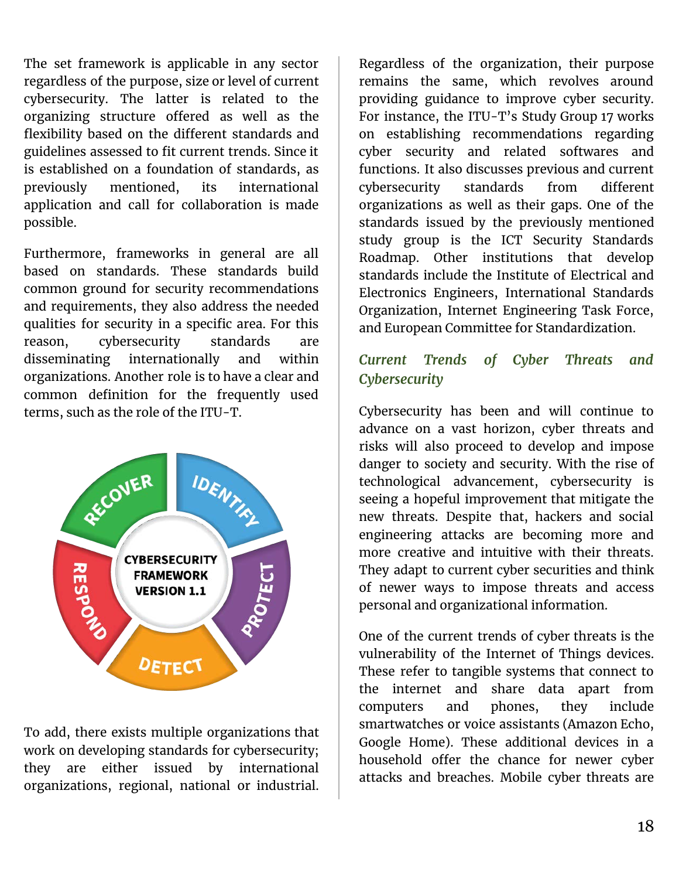The set framework is applicable in any sector regardless of the purpose, size or level of current cybersecurity. The latter is related to the organizing structure offered as well as the flexibility based on the different standards and guidelines assessed to fit current trends. Since it is established on a foundation of standards, as previously mentioned, its international application and call for collaboration is made possible.

Furthermore, frameworks in general are all based on standards. These standards build common ground for security recommendations and requirements, they also address the needed qualities for security in a specific area. For this reason, cybersecurity standards are disseminating internationally and within organizations. Another role is to have a clear and common definition for the frequently used terms, such as the role of the ITU-T.

To add, there exists multiple organizations that work on developing standards for cybersecurity; they are either issued by international organizations, regional, national or industrial. Regardless of the organization, their purpose remains the same, which revolves around providing guidance to improve cyber security. For instance, the ITU-T's Study Group 17 works on establishing recommendations regarding cyber security and related softwares and functions. It also discusses previous and current cybersecurity standards from different organizations as well as their gaps. One of the standards issued by the previously mentioned study group is the ICT Security Standards Roadmap. Other institutions that develop standards include the Institute of Electrical and Electronics Engineers, International Standards Organization, Internet Engineering Task Force, and European Committee for Standardization.

### *Current Trends of Cyber Threats and Cybersecurity*

Cybersecurity has been and will continue to advance on a vast horizon, cyber threats and risks will also proceed to develop and impose danger to society and security. With the rise of technological advancement, cybersecurity is seeing a hopeful improvement that mitigate the new threats. Despite that, hackers and social engineering attacks are becoming more and more creative and intuitive with their threats. They adapt to current cyber securities and think of newer ways to impose threats and access personal and organizational information.

One of the current trends of cyber threats is the vulnerability of the Internet of Things devices. These refer to tangible systems that connect to the internet and share data apart from computers and phones, they include smartwatches or voice assistants (Amazon Echo, Google Home). These additional devices in a household offer the chance for newer cyber attacks and breaches. Mobile cyber threats are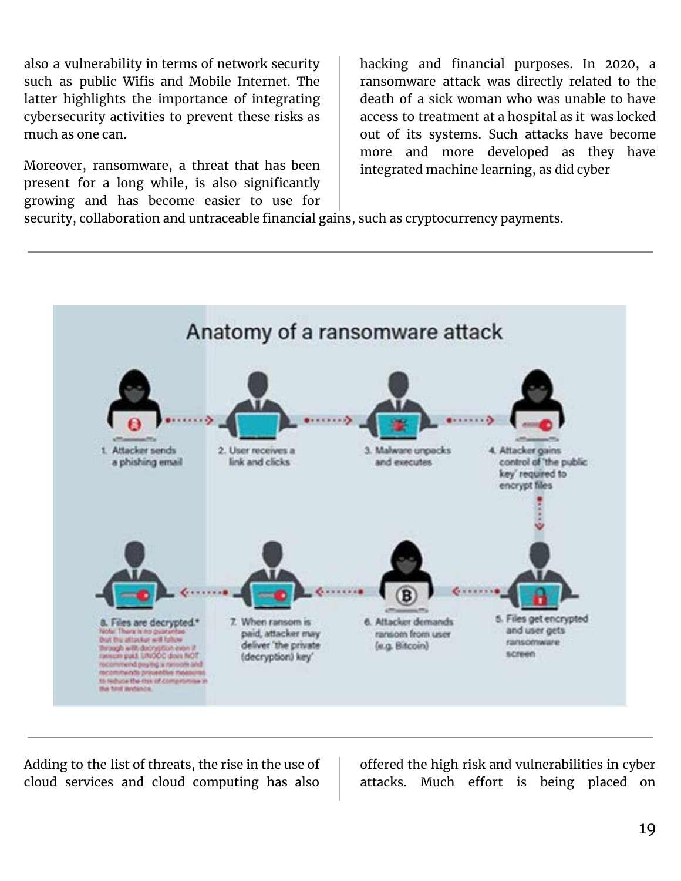also a vulnerability in terms of network security such as public Wifis and Mobile Internet. The latter highlights the importance of integrating cybersecurity activities to prevent these risks as much as one can.

Moreover, ransomware, a threat that has been present for a long while, is also significantly growing and has become easier to use for hacking and financial purposes. In 2020, a ransomware attack was directly related to the death of a sick woman who was unable to have access to treatment at a hospital as it was locked out of its systems. Such attacks have become more and more developed as they have integrated machine learning, as did cyber security, collaboration and untraceable financial gains, such as cryptocurrency payments.

**Anatomy of a ransomware attack**

1. Attacker sends a phishing email
2. User receives a link and clicks
3. Malware unpacks and executes
4. Attacker gains control of 'the public key' required to encrypt files
5. Files get encrypted and user gets ransomware screen
6. Attacker demands ransom from user (e.g. Bitcoin)
7. When ransom is paid, attacker may deliver 'the private (decryption) key'
8. Files are decrypted.*

Note: There is no guarantee that the attacker will follow through with decryption even if ransom paid. UNODC does NOT recommend paying a ransom and recommends preventive measures to reduce the risk of compromise in the first instance.

Adding to the list of threats, the rise in the use of cloud services and cloud computing has also offered the high risk and vulnerabilities in cyber attacks. Much effort is being placed on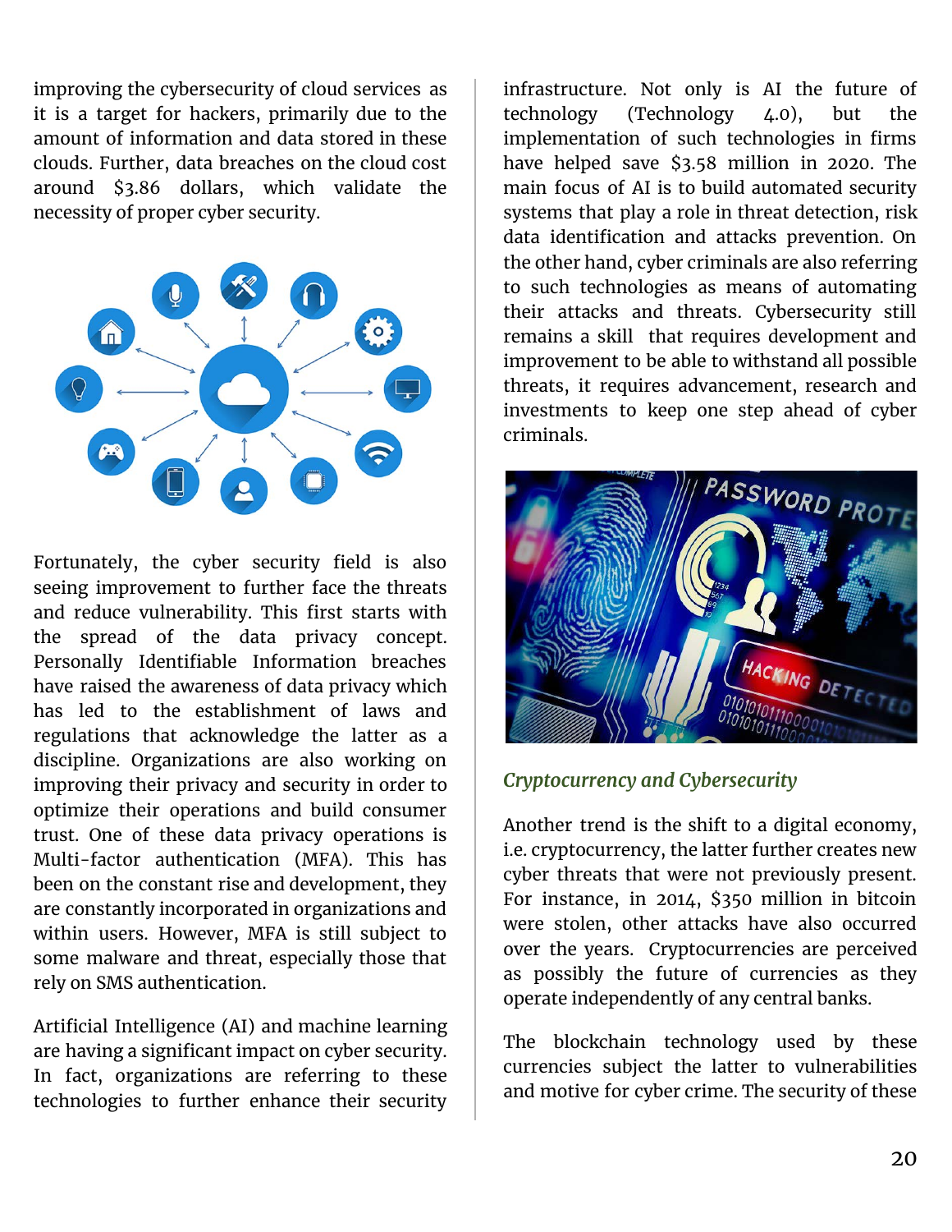improving the cybersecurity of cloud services as it is a target for hackers, primarily due to the amount of information and data stored in these clouds. Further, data breaches on the cloud cost around $3.86 dollars, which validate the necessity of proper cyber security.

Fortunately, the cyber security field is also seeing improvement to further face the threats and reduce vulnerability. This first starts with the spread of the data privacy concept. Personally Identifiable Information breaches have raised the awareness of data privacy which has led to the establishment of laws and regulations that acknowledge the latter as a discipline. Organizations are also working on improving their privacy and security in order to optimize their operations and build consumer trust. One of these data privacy operations is Multi-factor authentication (MFA). This has been on the constant rise and development, they are constantly incorporated in organizations and within users. However, MFA is still subject to some malware and threat, especially those that rely on SMS authentication.

Artificial Intelligence (AI) and machine learning are having a significant impact on cyber security. In fact, organizations are referring to these technologies to further enhance their security infrastructure. Not only is AI the future of technology (Technology 4.0), but the implementation of such technologies in firms have helped save $3.58 million in 2020. The main focus of AI is to build automated security systems that play a role in threat detection, risk data identification and attacks prevention. On the other hand, cyber criminals are also referring to such technologies as means of automating their attacks and threats. Cybersecurity still remains a skill that requires development and improvement to be able to withstand all possible threats, it requires advancement, research and investments to keep one step ahead of cyber criminals.

### *Cryptocurrency and Cybersecurity*

Another trend is the shift to a digital economy, i.e. cryptocurrency, the latter further creates new cyber threats that were not previously present. For instance, in 2014, $350 million in bitcoin were stolen, other attacks have also occurred over the years. Cryptocurrencies are perceived as possibly the future of currencies as they operate independently of any central banks.

The blockchain technology used by these currencies subject the latter to vulnerabilities and motive for cyber crime. The security of these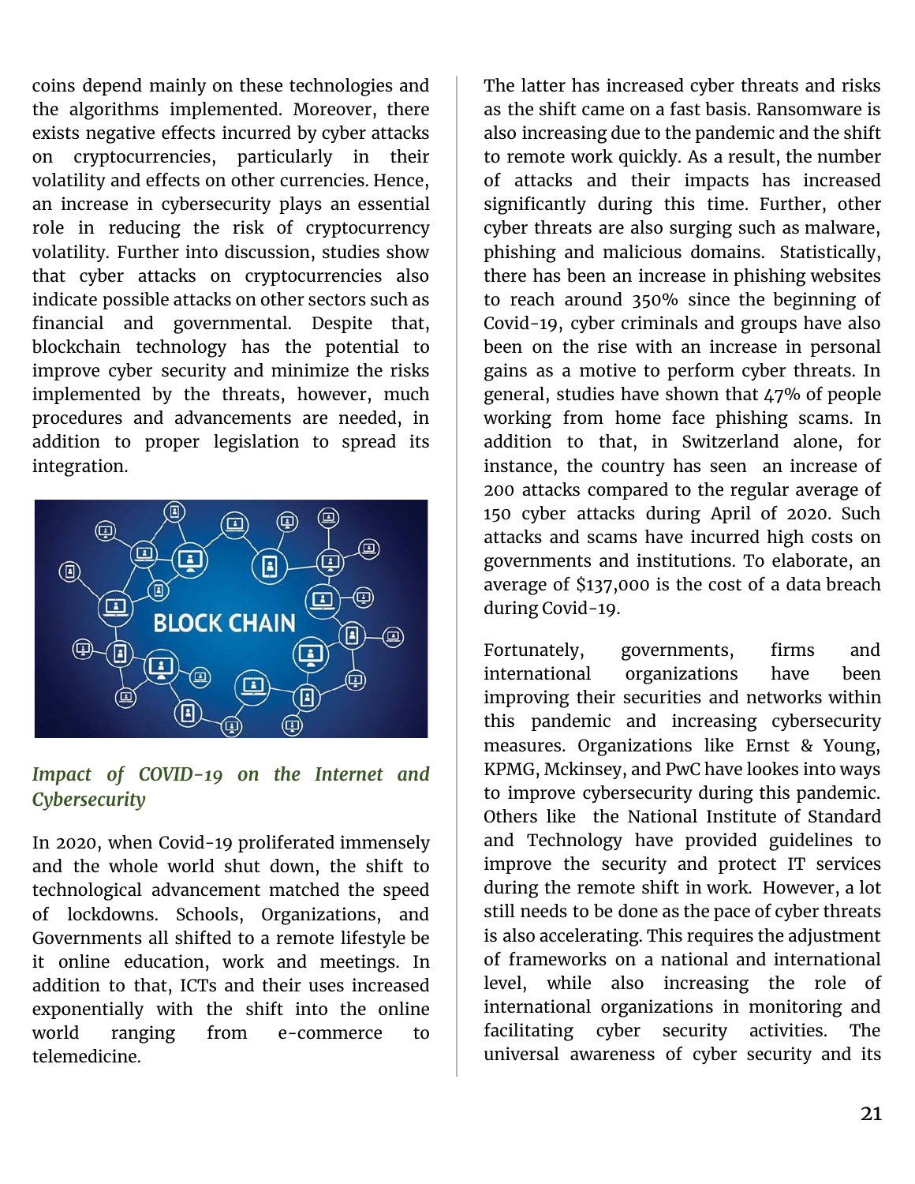coins depend mainly on these technologies and the algorithms implemented. Moreover, there exists negative effects incurred by cyber attacks on cryptocurrencies, particularly in their volatility and effects on other currencies. Hence, an increase in cybersecurity plays an essential role in reducing the risk of cryptocurrency volatility. Further into discussion, studies show that cyber attacks on cryptocurrencies also indicate possible attacks on other sectors such as financial and governmental. Despite that, blockchain technology has the potential to improve cyber security and minimize the risks implemented by the threats, however, much procedures and advancements are needed, in addition to proper legislation to spread its integration.

### *Impact of COVID-19 on the Internet and Cybersecurity*

In 2020, when Covid-19 proliferated immensely and the whole world shut down, the shift to technological advancement matched the speed of lockdowns. Schools, Organizations, and Governments all shifted to a remote lifestyle be it online education, work and meetings. In addition to that, ICTs and their uses increased exponentially with the shift into the online world ranging from e-commerce to telemedicine.

The latter has increased cyber threats and risks as the shift came on a fast basis. Ransomware is also increasing due to the pandemic and the shift to remote work quickly. As a result, the number of attacks and their impacts has increased significantly during this time. Further, other cyber threats are also surging such as malware, phishing and malicious domains. Statistically, there has been an increase in phishing websites to reach around 350% since the beginning of Covid-19, cyber criminals and groups have also been on the rise with an increase in personal gains as a motive to perform cyber threats. In general, studies have shown that 47% of people working from home face phishing scams. In addition to that, in Switzerland alone, for instance, the country has seen an increase of 200 attacks compared to the regular average of 150 cyber attacks during April of 2020. Such attacks and scams have incurred high costs on governments and institutions. To elaborate, an average of $137,000 is the cost of a data breach during Covid-19.

Fortunately, governments, firms and international organizations have been improving their securities and networks within this pandemic and increasing cybersecurity measures. Organizations like Ernst & Young, KPMG, Mckinsey, and PwC have lookes into ways to improve cybersecurity during this pandemic. Others like the National Institute of Standard and Technology have provided guidelines to improve the security and protect IT services during the remote shift in work. However, a lot still needs to be done as the pace of cyber threats is also accelerating. This requires the adjustment of frameworks on a national and international level, while also increasing the role of international organizations in monitoring and facilitating cyber security activities. The universal awareness of cyber security and its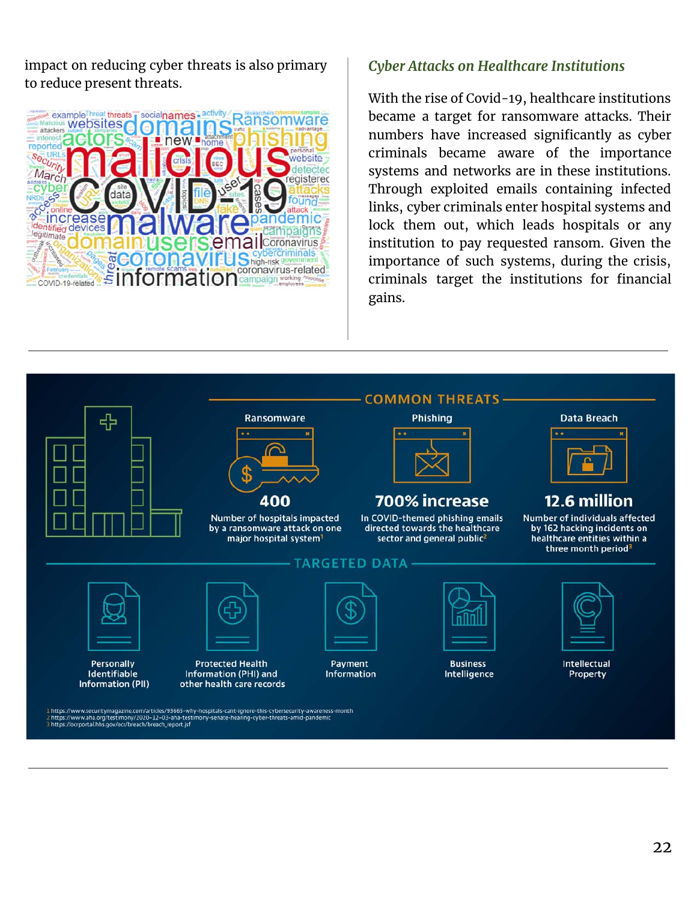impact on reducing cyber threats is also primary to reduce present threats.

### *Cyber Attacks on Healthcare Institutions*

With the rise of Covid-19, healthcare institutions became a target for ransomware attacks. Their numbers have increased significantly as cyber criminals became aware of the importance systems and networks are in these institutions. Through exploited emails containing infected links, cyber criminals enter hospital systems and lock them out, which leads hospitals or any institution to pay requested ransom. Given the importance of such systems, during the crisis, criminals target the institutions for financial gains.

**COMMON THREATS**

**Ransomware**
**400**
Number of hospitals impacted by a ransomware attack on one major hospital system[1]

**Phishing**
**700% increase**
In COVID-themed phishing emails directed towards the healthcare sector and general public[2]

**Data Breach**
**12.6 million**
Number of individuals affected by 162 hacking incidents on healthcare entities within a three month period[3]

**TARGETED DATA**

- Personally Identifiable Information (PII)
- Protected Health Information (PHI) and other health care records
- Payment Information
- Business Intelligence
- Intellectual Property

1 https://www.securitymagazine.com/articles/93665-why-hospitals-cant-ignore-this-cybersecurity-awareness-month
2 https://www.aha.org/testimony/2020-12-03-aha-testimony-senate-hearing-cyber-threats-amid-pandemic
3 https://ocrportal.hhs.gov/ocr/breach/breach_report.jsf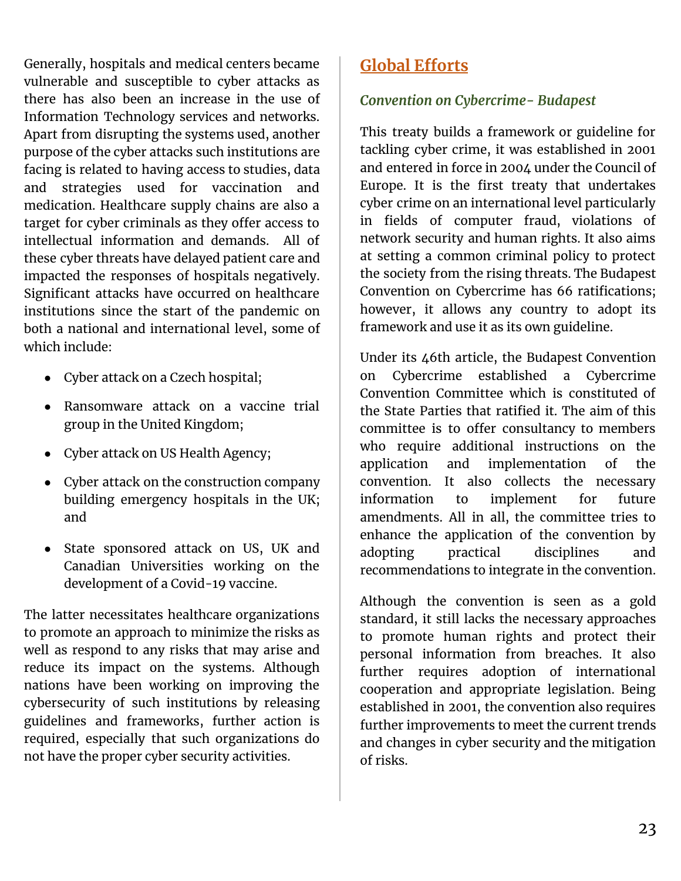Generally, hospitals and medical centers became vulnerable and susceptible to cyber attacks as there has also been an increase in the use of Information Technology services and networks. Apart from disrupting the systems used, another purpose of the cyber attacks such institutions are facing is related to having access to studies, data and strategies used for vaccination and medication. Healthcare supply chains are also a target for cyber criminals as they offer access to intellectual information and demands. All of these cyber threats have delayed patient care and impacted the responses of hospitals negatively. Significant attacks have occurred on healthcare institutions since the start of the pandemic on both a national and international level, some of which include:

- Cyber attack on a Czech hospital;
- Ransomware attack on a vaccine trial group in the United Kingdom;
- Cyber attack on US Health Agency;
- Cyber attack on the construction company building emergency hospitals in the UK; and
- State sponsored attack on US, UK and Canadian Universities working on the development of a Covid-19 vaccine.

The latter necessitates healthcare organizations to promote an approach to minimize the risks as well as respond to any risks that may arise and reduce its impact on the systems. Although nations have been working on improving the cybersecurity of such institutions by releasing guidelines and frameworks, further action is required, especially that such organizations do not have the proper cyber security activities.

## Global Efforts

### *Convention on Cybercrime- Budapest*

This treaty builds a framework or guideline for tackling cyber crime, it was established in 2001 and entered in force in 2004 under the Council of Europe. It is the first treaty that undertakes cyber crime on an international level particularly in fields of computer fraud, violations of network security and human rights. It also aims at setting a common criminal policy to protect the society from the rising threats. The Budapest Convention on Cybercrime has 66 ratifications; however, it allows any country to adopt its framework and use it as its own guideline.

Under its 46th article, the Budapest Convention on Cybercrime established a Cybercrime Convention Committee which is constituted of the State Parties that ratified it. The aim of this committee is to offer consultancy to members who require additional instructions on the application and implementation of the convention. It also collects the necessary information to implement for future amendments. All in all, the committee tries to enhance the application of the convention by adopting practical disciplines and recommendations to integrate in the convention.

Although the convention is seen as a gold standard, it still lacks the necessary approaches to promote human rights and protect their personal information from breaches. It also further requires adoption of international cooperation and appropriate legislation. Being established in 2001, the convention also requires further improvements to meet the current trends and changes in cyber security and the mitigation of risks.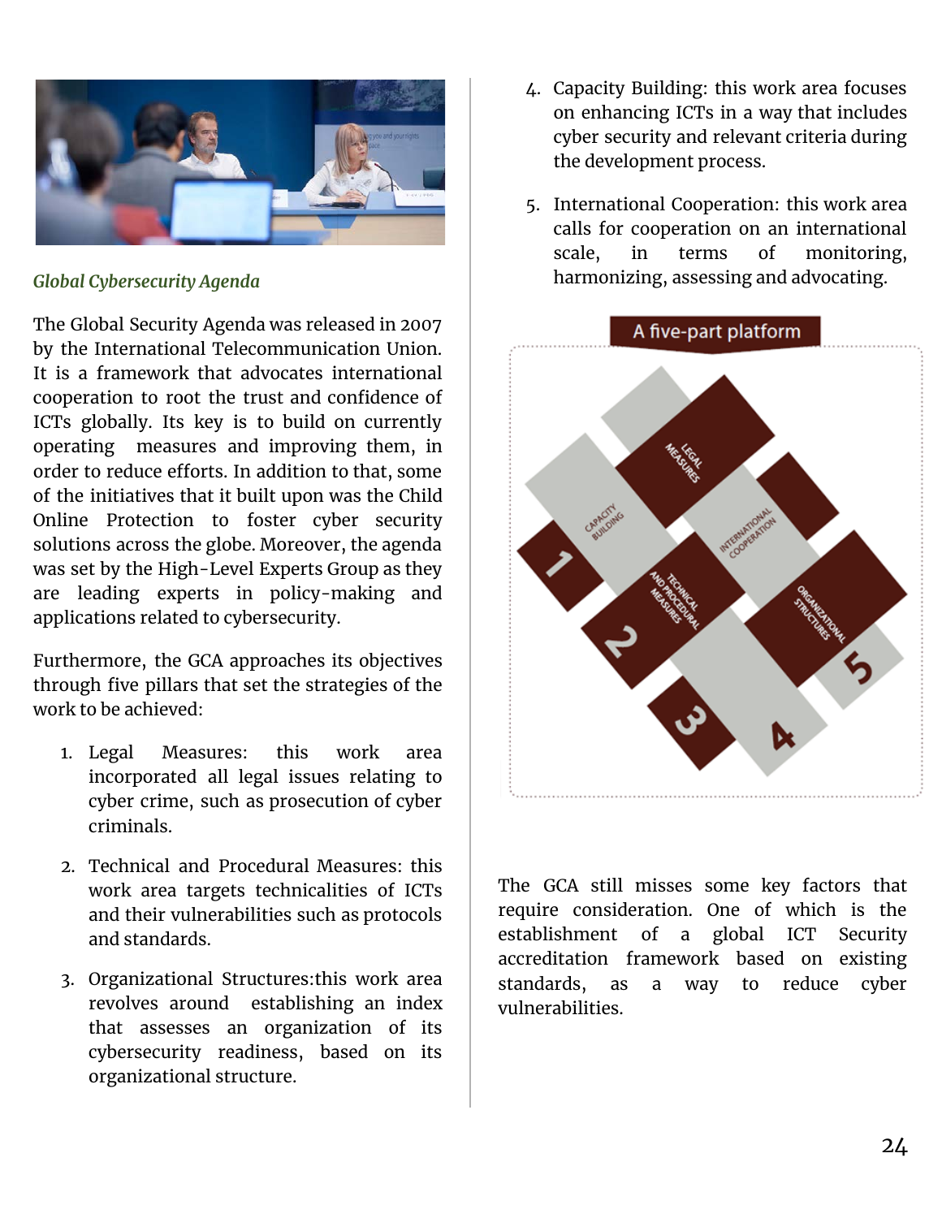*Global Cybersecurity Agenda*

The Global Security Agenda was released in 2007 by the International Telecommunication Union. It is a framework that advocates international cooperation to root the trust and confidence of ICTs globally. Its key is to build on currently operating measures and improving them, in order to reduce efforts. In addition to that, some of the initiatives that it built upon was the Child Online Protection to foster cyber security solutions across the globe. Moreover, the agenda was set by the High-Level Experts Group as they are leading experts in policy-making and applications related to cybersecurity.

Furthermore, the GCA approaches its objectives through five pillars that set the strategies of the work to be achieved:

1. Legal Measures: this work area incorporated all legal issues relating to cyber crime, such as prosecution of cyber criminals.
2. Technical and Procedural Measures: this work area targets technicalities of ICTs and their vulnerabilities such as protocols and standards.
3. Organizational Structures:this work area revolves around establishing an index that assesses an organization of its cybersecurity readiness, based on its organizational structure.
4. Capacity Building: this work area focuses on enhancing ICTs in a way that includes cyber security and relevant criteria during the development process.
5. International Cooperation: this work area calls for cooperation on an international scale, in terms of monitoring, harmonizing, assessing and advocating.

A five-part platform

1 LEGAL MEASURES
2 TECHNICAL AND PROCEDURAL MEASURES
3 ORGANIZATIONAL STRUCTURES
4 CAPACITY BUILDING
5 INTERNATIONAL COOPERATION

The GCA still misses some key factors that require consideration. One of which is the establishment of a global ICT Security accreditation framework based on existing standards, as a way to reduce cyber vulnerabilities.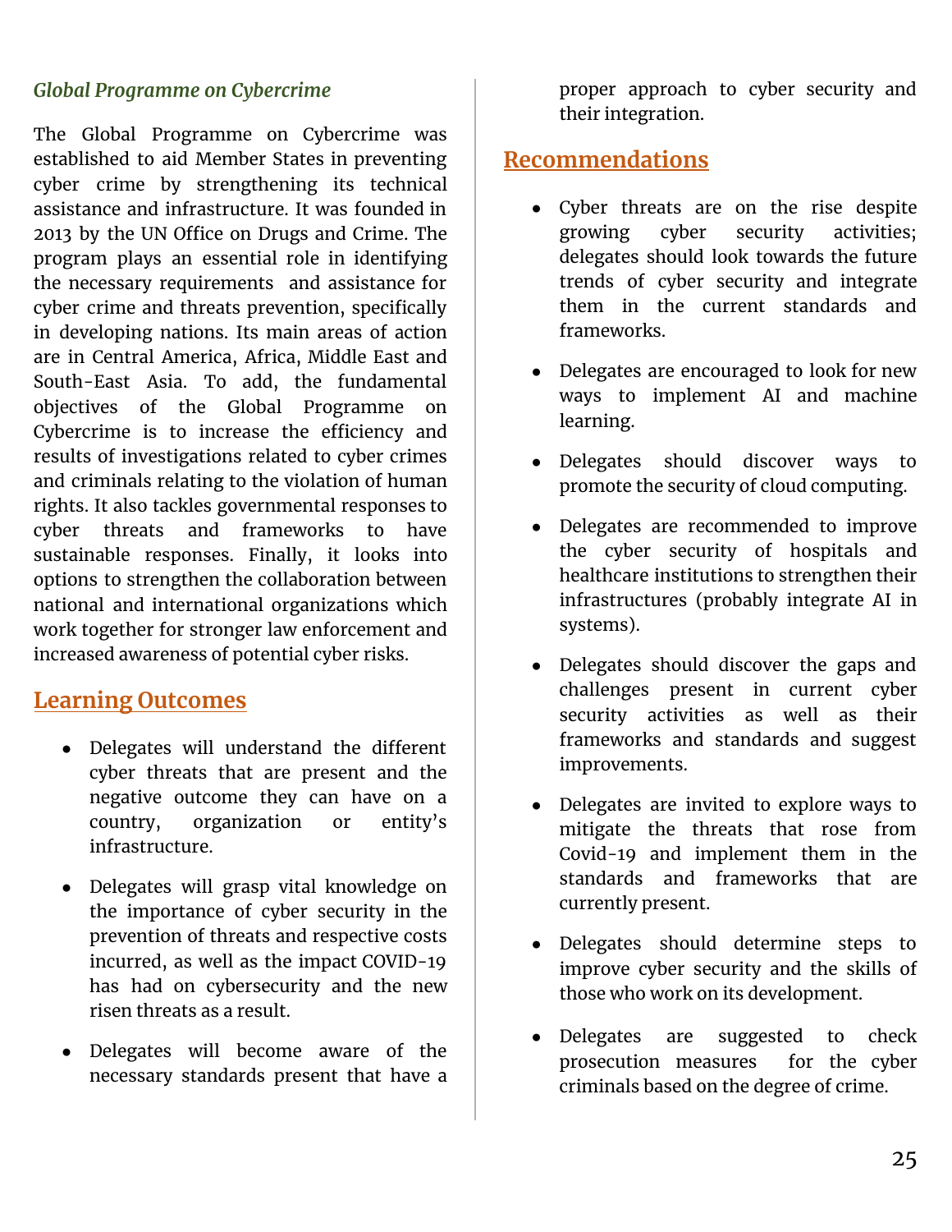### *Global Programme on Cybercrime*

The Global Programme on Cybercrime was established to aid Member States in preventing cyber crime by strengthening its technical assistance and infrastructure. It was founded in 2013 by the UN Office on Drugs and Crime. The program plays an essential role in identifying the necessary requirements  and assistance for cyber crime and threats prevention, specifically in developing nations. Its main areas of action are in Central America, Africa, Middle East and South-East Asia. To add, the fundamental objectives of the Global Programme on Cybercrime is to increase the efficiency and results of investigations related to cyber crimes and criminals relating to the violation of human rights. It also tackles governmental responses to cyber threats and frameworks to have sustainable responses. Finally, it looks into options to strengthen the collaboration between national and international organizations which work together for stronger law enforcement and increased awareness of potential cyber risks.

## Learning Outcomes

- Delegates will understand the different cyber threats that are present and the negative outcome they can have on a country, organization or entity's infrastructure.
- Delegates will grasp vital knowledge on the importance of cyber security in the prevention of threats and respective costs incurred, as well as the impact COVID-19 has had on cybersecurity and the new risen threats as a result.
- Delegates will become aware of the necessary standards present that have a proper approach to cyber security and their integration.

## Recommendations

- Cyber threats are on the rise despite growing cyber security activities; delegates should look towards the future trends of cyber security and integrate them in the current standards and frameworks.
- Delegates are encouraged to look for new ways to implement AI and machine learning.
- Delegates should discover ways to promote the security of cloud computing.
- Delegates are recommended to improve the cyber security of hospitals and healthcare institutions to strengthen their infrastructures (probably integrate AI in systems).
- Delegates should discover the gaps and challenges present in current cyber security activities as well as their frameworks and standards and suggest improvements.
- Delegates are invited to explore ways to mitigate the threats that rose from Covid-19 and implement them in the standards and frameworks that are currently present.
- Delegates should determine steps to improve cyber security and the skills of those who work on its development.
- Delegates are suggested to check prosecution measures  for the cyber criminals based on the degree of crime.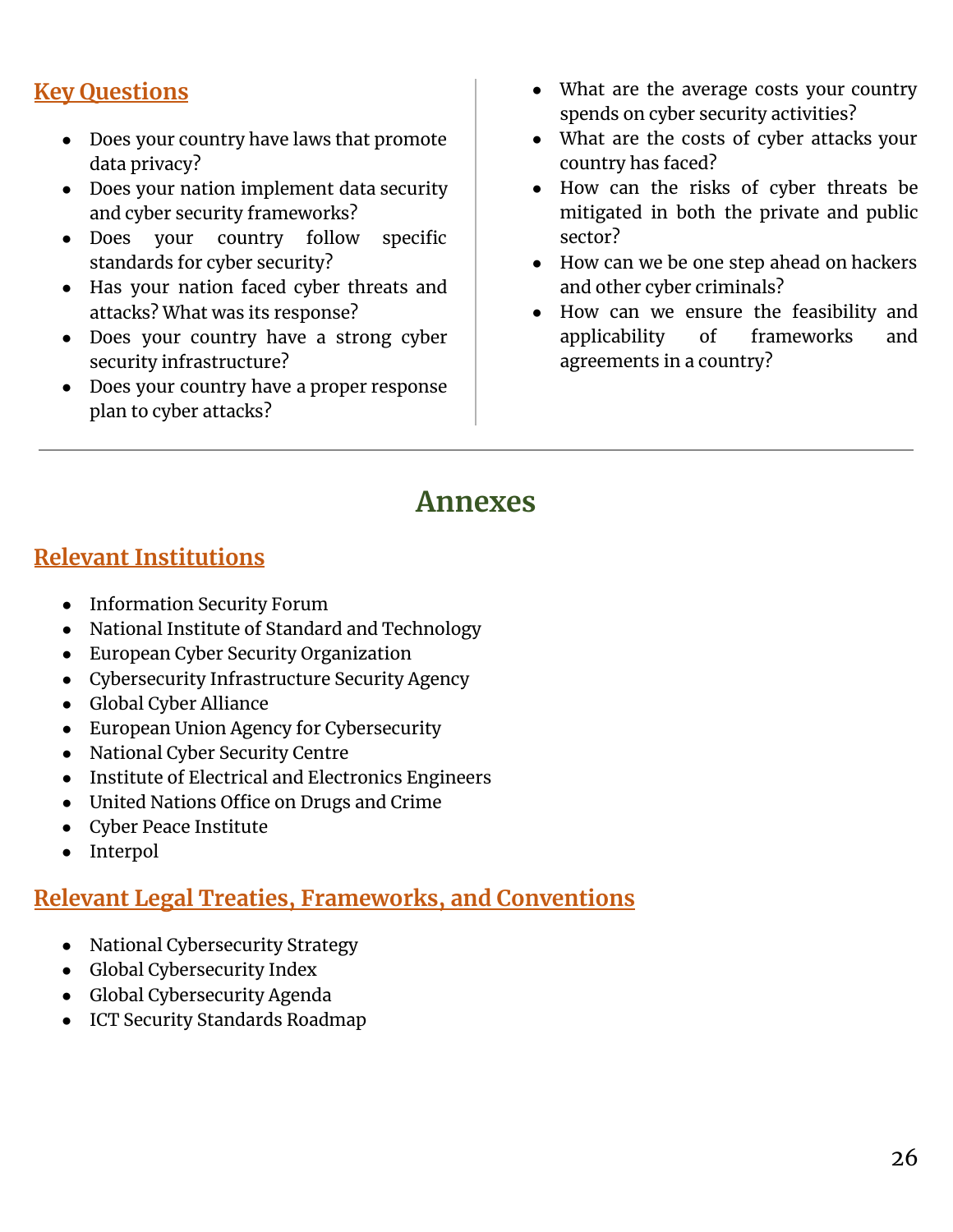## Key Questions

- Does your country have laws that promote data privacy?
- Does your nation implement data security and cyber security frameworks?
- Does your country follow specific standards for cyber security?
- Has your nation faced cyber threats and attacks? What was its response?
- Does your country have a strong cyber security infrastructure?
- Does your country have a proper response plan to cyber attacks?
- What are the average costs your country spends on cyber security activities?
- What are the costs of cyber attacks your country has faced?
- How can the risks of cyber threats be mitigated in both the private and public sector?
- How can we be one step ahead on hackers and other cyber criminals?
- How can we ensure the feasibility and applicability of frameworks and agreements in a country?

# Annexes

## Relevant Institutions

- Information Security Forum
- National Institute of Standard and Technology
- European Cyber Security Organization
- Cybersecurity Infrastructure Security Agency
- Global Cyber Alliance
- European Union Agency for Cybersecurity
- National Cyber Security Centre
- Institute of Electrical and Electronics Engineers
- United Nations Office on Drugs and Crime
- Cyber Peace Institute
- Interpol

## Relevant Legal Treaties, Frameworks, and Conventions

- National Cybersecurity Strategy
- Global Cybersecurity Index
- Global Cybersecurity Agenda
- ICT Security Standards Roadmap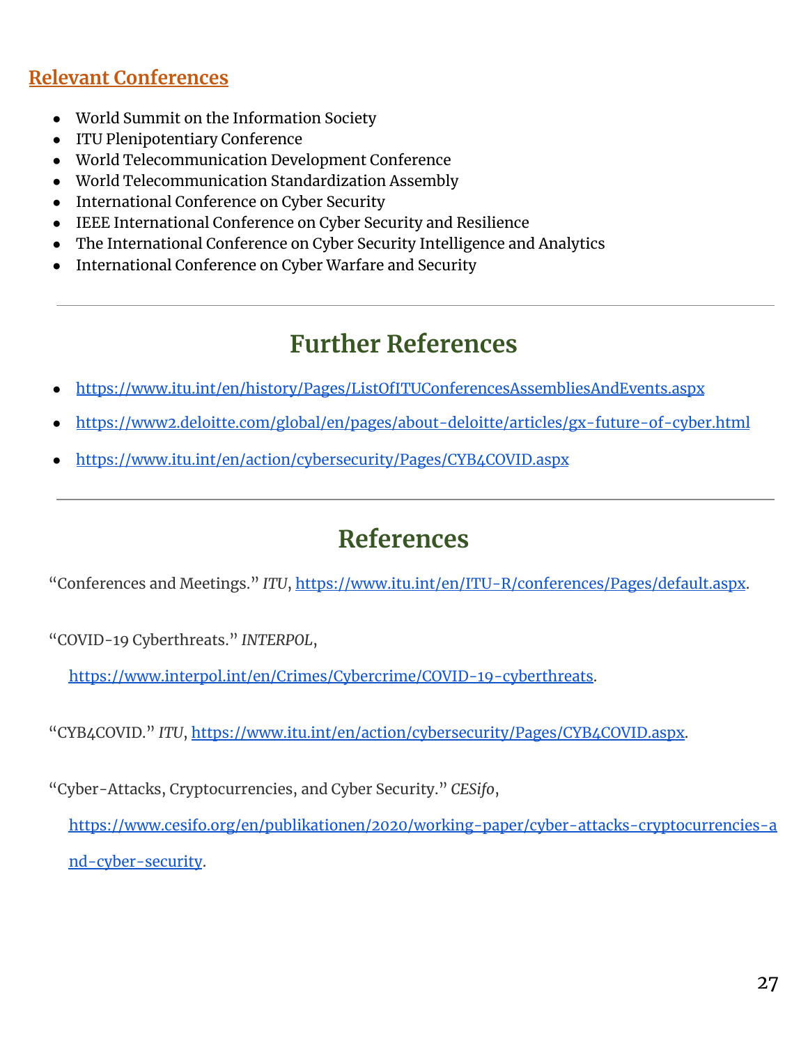### Relevant Conferences

- World Summit on the Information Society
- ITU Plenipotentiary Conference
- World Telecommunication Development Conference
- World Telecommunication Standardization Assembly
- International Conference on Cyber Security
- IEEE International Conference on Cyber Security and Resilience
- The International Conference on Cyber Security Intelligence and Analytics
- International Conference on Cyber Warfare and Security

---

## Further References

- https://www.itu.int/en/history/Pages/ListOfITUConferencesAssembliesAndEvents.aspx
- https://www2.deloitte.com/global/en/pages/about-deloitte/articles/gx-future-of-cyber.html
- https://www.itu.int/en/action/cybersecurity/Pages/CYB4COVID.aspx

---

## References

"Conferences and Meetings." *ITU*, https://www.itu.int/en/ITU-R/conferences/Pages/default.aspx.

"COVID-19 Cyberthreats." *INTERPOL*, https://www.interpol.int/en/Crimes/Cybercrime/COVID-19-cyberthreats.

"CYB4COVID." *ITU*, https://www.itu.int/en/action/cybersecurity/Pages/CYB4COVID.aspx.

"Cyber-Attacks, Cryptocurrencies, and Cyber Security." *CESifo*, https://www.cesifo.org/en/publikationen/2020/working-paper/cyber-attacks-cryptocurrencies-and-cyber-security.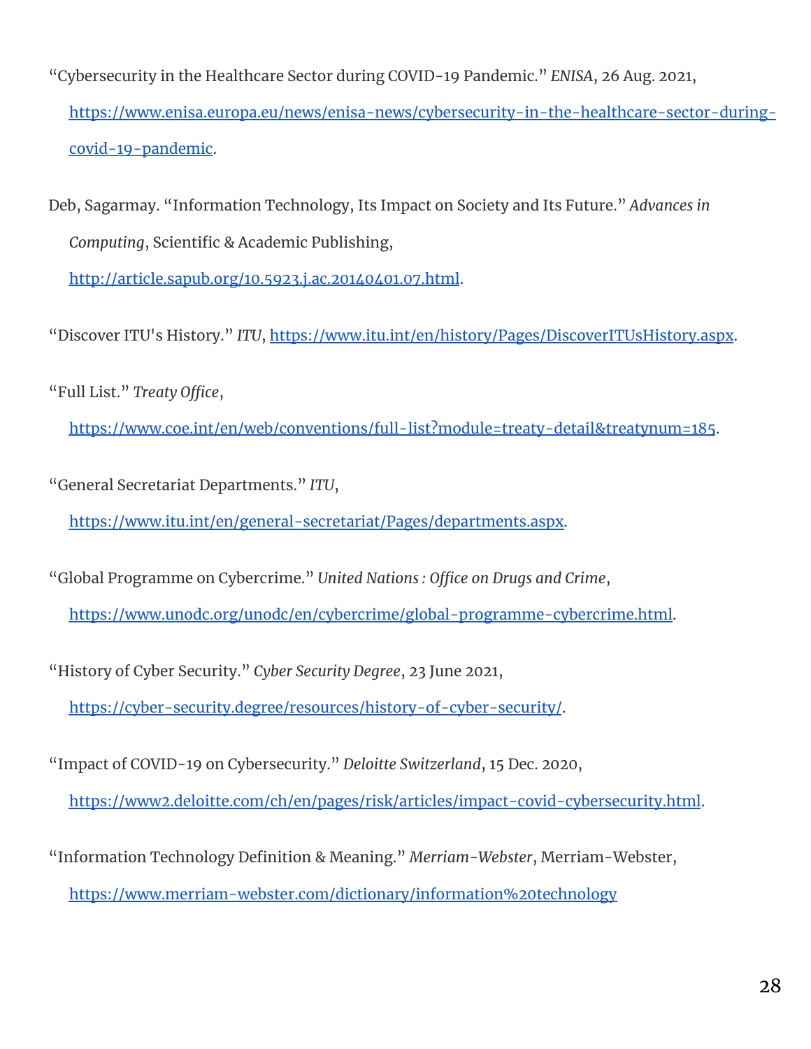“Cybersecurity in the Healthcare Sector during COVID-19 Pandemic.” *ENISA*, 26 Aug. 2021, https://www.enisa.europa.eu/news/enisa-news/cybersecurity-in-the-healthcare-sector-during-covid-19-pandemic.

Deb, Sagarmay. “Information Technology, Its Impact on Society and Its Future.” *Advances in Computing*, Scientific & Academic Publishing, http://article.sapub.org/10.5923.j.ac.20140401.07.html.

“Discover ITU's History.” *ITU*, https://www.itu.int/en/history/Pages/DiscoverITUsHistory.aspx.

“Full List.” *Treaty Office*, https://www.coe.int/en/web/conventions/full-list?module=treaty-detail&treatynum=185.

“General Secretariat Departments.” *ITU*, https://www.itu.int/en/general-secretariat/Pages/departments.aspx.

“Global Programme on Cybercrime.” *United Nations : Office on Drugs and Crime*, https://www.unodc.org/unodc/en/cybercrime/global-programme-cybercrime.html.

“History of Cyber Security.” *Cyber Security Degree*, 23 June 2021, https://cyber-security.degree/resources/history-of-cyber-security/.

“Impact of COVID-19 on Cybersecurity.” *Deloitte Switzerland*, 15 Dec. 2020, https://www2.deloitte.com/ch/en/pages/risk/articles/impact-covid-cybersecurity.html.

“Information Technology Definition & Meaning.” *Merriam-Webster*, Merriam-Webster, https://www.merriam-webster.com/dictionary/information%20technology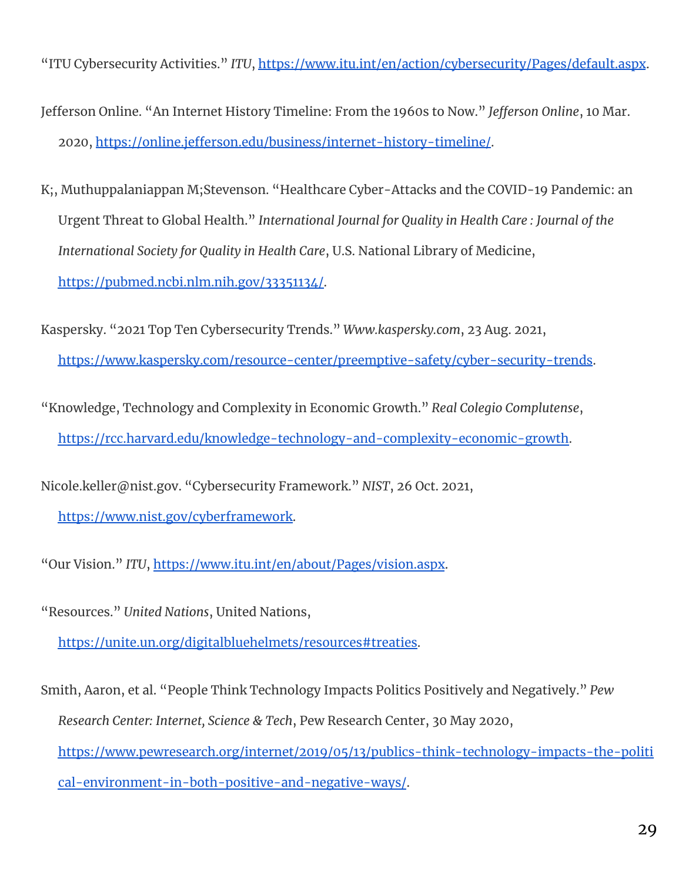"ITU Cybersecurity Activities." *ITU*, https://www.itu.int/en/action/cybersecurity/Pages/default.aspx.

Jefferson Online. "An Internet History Timeline: From the 1960s to Now." *Jefferson Online*, 10 Mar. 2020, https://online.jefferson.edu/business/internet-history-timeline/.

K;, Muthuppalaniappan M;Stevenson. "Healthcare Cyber-Attacks and the COVID-19 Pandemic: an Urgent Threat to Global Health." *International Journal for Quality in Health Care : Journal of the International Society for Quality in Health Care*, U.S. National Library of Medicine, https://pubmed.ncbi.nlm.nih.gov/33351134/.

Kaspersky. "2021 Top Ten Cybersecurity Trends." *Www.kaspersky.com*, 23 Aug. 2021, https://www.kaspersky.com/resource-center/preemptive-safety/cyber-security-trends.

"Knowledge, Technology and Complexity in Economic Growth." *Real Colegio Complutense*, https://rcc.harvard.edu/knowledge-technology-and-complexity-economic-growth.

Nicole.keller@nist.gov. "Cybersecurity Framework." *NIST*, 26 Oct. 2021, https://www.nist.gov/cyberframework.

"Our Vision." *ITU*, https://www.itu.int/en/about/Pages/vision.aspx.

"Resources." *United Nations*, United Nations, https://unite.un.org/digitalbluehelmets/resources#treaties.

Smith, Aaron, et al. "People Think Technology Impacts Politics Positively and Negatively." *Pew Research Center: Internet, Science & Tech*, Pew Research Center, 30 May 2020, https://www.pewresearch.org/internet/2019/05/13/publics-think-technology-impacts-the-political-environment-in-both-positive-and-negative-ways/.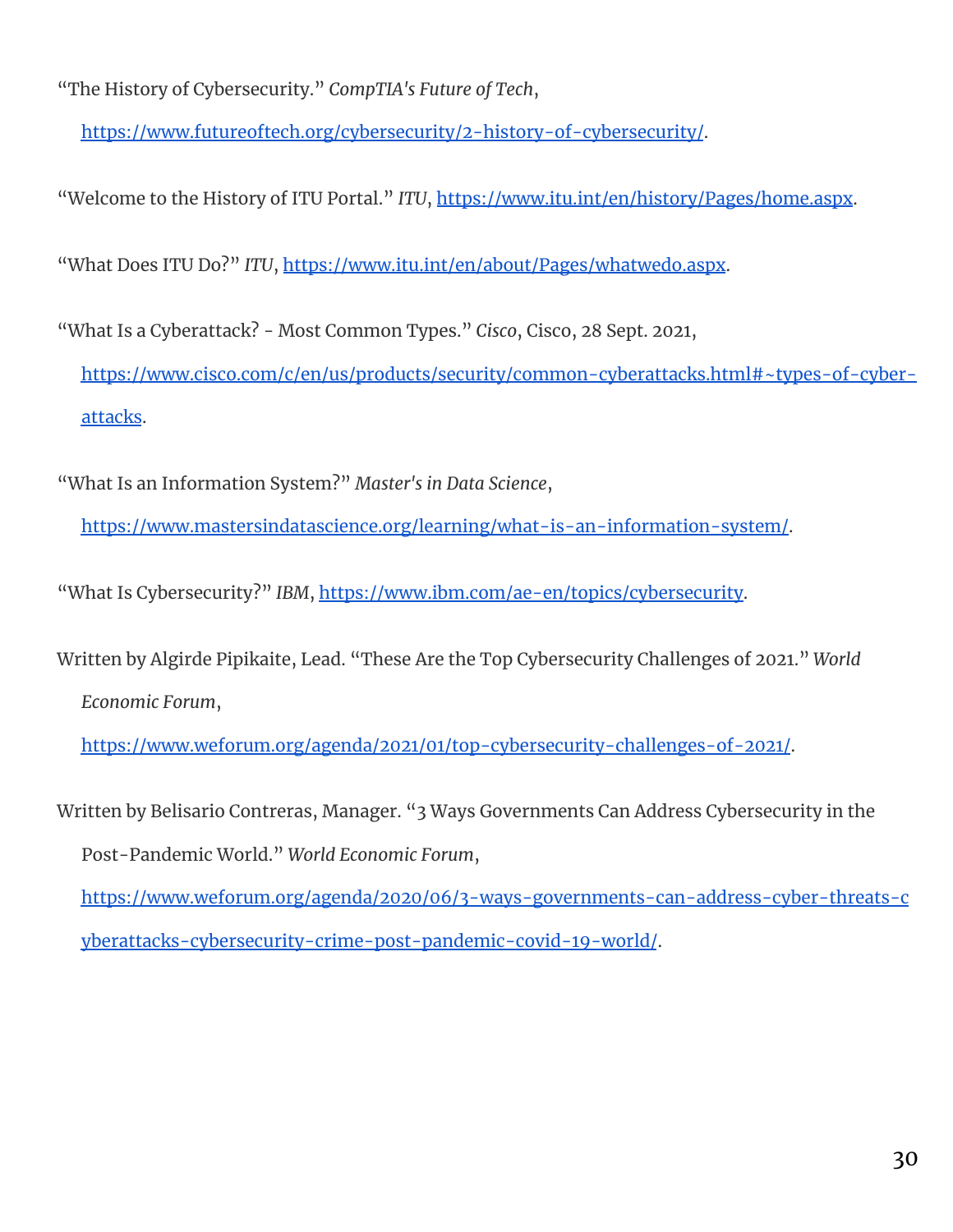"The History of Cybersecurity." *CompTIA's Future of Tech*, https://www.futureoftech.org/cybersecurity/2-history-of-cybersecurity/.

"Welcome to the History of ITU Portal." *ITU*, https://www.itu.int/en/history/Pages/home.aspx.

"What Does ITU Do?" *ITU*, https://www.itu.int/en/about/Pages/whatwedo.aspx.

"What Is a Cyberattack? - Most Common Types." *Cisco*, Cisco, 28 Sept. 2021, https://www.cisco.com/c/en/us/products/security/common-cyberattacks.html#~types-of-cyber-attacks.

"What Is an Information System?" *Master's in Data Science*, https://www.mastersindatascience.org/learning/what-is-an-information-system/.

"What Is Cybersecurity?" *IBM*, https://www.ibm.com/ae-en/topics/cybersecurity.

Written by Algirde Pipikaite, Lead. "These Are the Top Cybersecurity Challenges of 2021." *World Economic Forum*, https://www.weforum.org/agenda/2021/01/top-cybersecurity-challenges-of-2021/.

Written by Belisario Contreras, Manager. "3 Ways Governments Can Address Cybersecurity in the Post-Pandemic World." *World Economic Forum*, https://www.weforum.org/agenda/2020/06/3-ways-governments-can-address-cyber-threats-cyberattacks-cybersecurity-crime-post-pandemic-covid-19-world/.